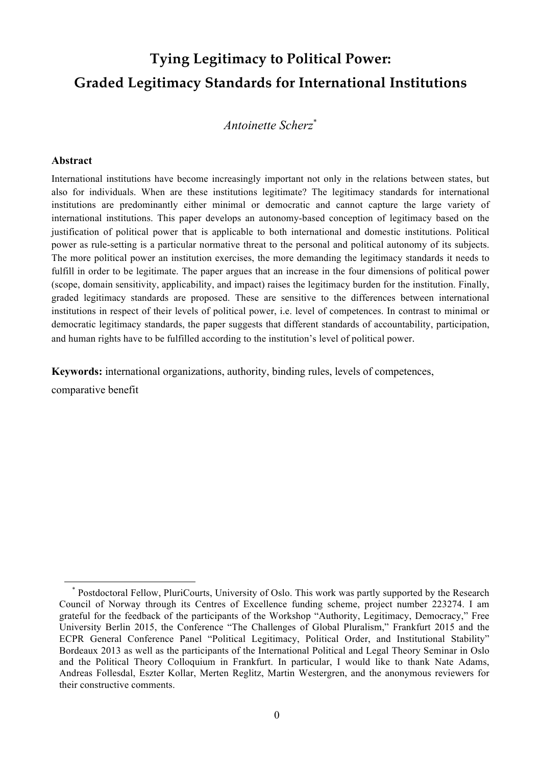# Tying Legitimacy to Political Power:
# Graded Legitimacy Standards for International Institutions

*Antoinette Scherz*[*]

## Abstract

International institutions have become increasingly important not only in the relations between states, but also for individuals. When are these institutions legitimate? The legitimacy standards for international institutions are predominantly either minimal or democratic and cannot capture the large variety of international institutions. This paper develops an autonomy-based conception of legitimacy based on the justification of political power that is applicable to both international and domestic institutions. Political power as rule-setting is a particular normative threat to the personal and political autonomy of its subjects. The more political power an institution exercises, the more demanding the legitimacy standards it needs to fulfill in order to be legitimate. The paper argues that an increase in the four dimensions of political power (scope, domain sensitivity, applicability, and impact) raises the legitimacy burden for the institution. Finally, graded legitimacy standards are proposed. These are sensitive to the differences between international institutions in respect of their levels of political power, i.e. level of competences. In contrast to minimal or democratic legitimacy standards, the paper suggests that different standards of accountability, participation, and human rights have to be fulfilled according to the institution's level of political power.

**Keywords:** international organizations, authority, binding rules, levels of competences, comparative benefit

---

[*] Postdoctoral Fellow, PluriCourts, University of Oslo. This work was partly supported by the Research Council of Norway through its Centres of Excellence funding scheme, project number 223274. I am grateful for the feedback of the participants of the Workshop "Authority, Legitimacy, Democracy," Free University Berlin 2015, the Conference "The Challenges of Global Pluralism," Frankfurt 2015 and the ECPR General Conference Panel "Political Legitimacy, Political Order, and Institutional Stability" Bordeaux 2013 as well as the participants of the International Political and Legal Theory Seminar in Oslo and the Political Theory Colloquium in Frankfurt. In particular, I would like to thank Nate Adams, Andreas Follesdal, Eszter Kollar, Merten Reglitz, Martin Westergren, and the anonymous reviewers for their constructive comments.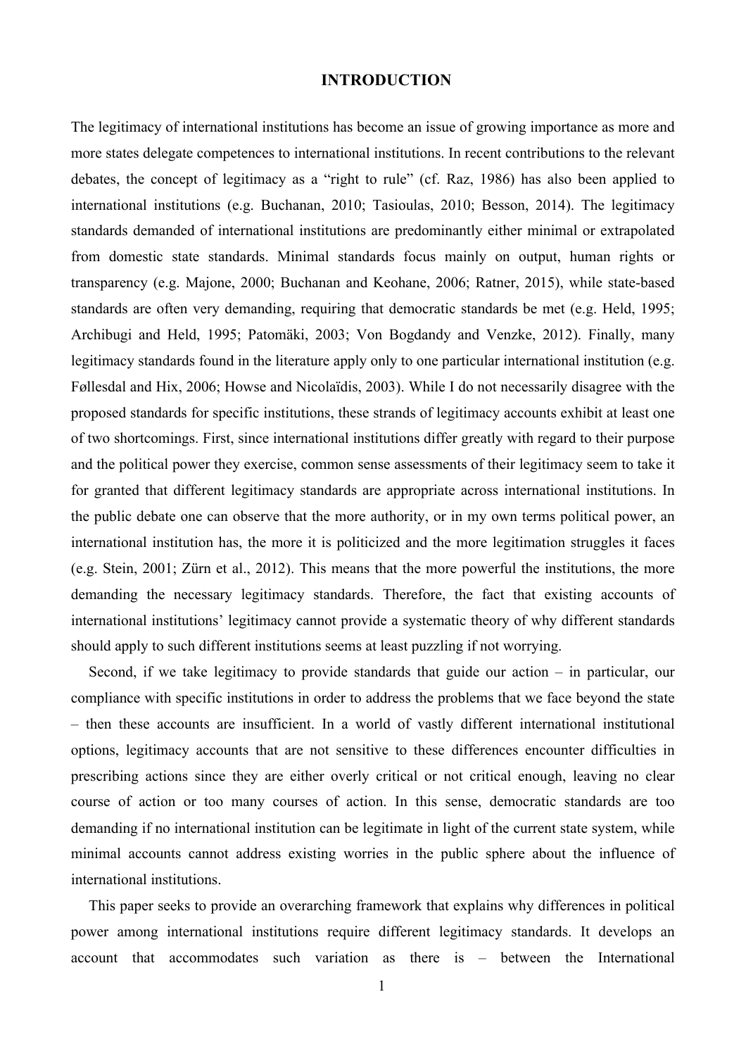# INTRODUCTION

The legitimacy of international institutions has become an issue of growing importance as more and more states delegate competences to international institutions. In recent contributions to the relevant debates, the concept of legitimacy as a "right to rule" (cf. Raz, 1986) has also been applied to international institutions (e.g. Buchanan, 2010; Tasioulas, 2010; Besson, 2014). The legitimacy standards demanded of international institutions are predominantly either minimal or extrapolated from domestic state standards. Minimal standards focus mainly on output, human rights or transparency (e.g. Majone, 2000; Buchanan and Keohane, 2006; Ratner, 2015), while state-based standards are often very demanding, requiring that democratic standards be met (e.g. Held, 1995; Archibugi and Held, 1995; Patomäki, 2003; Von Bogdandy and Venzke, 2012). Finally, many legitimacy standards found in the literature apply only to one particular international institution (e.g. Føllesdal and Hix, 2006; Howse and Nicolaïdis, 2003). While I do not necessarily disagree with the proposed standards for specific institutions, these strands of legitimacy accounts exhibit at least one of two shortcomings. First, since international institutions differ greatly with regard to their purpose and the political power they exercise, common sense assessments of their legitimacy seem to take it for granted that different legitimacy standards are appropriate across international institutions. In the public debate one can observe that the more authority, or in my own terms political power, an international institution has, the more it is politicized and the more legitimation struggles it faces (e.g. Stein, 2001; Zürn et al., 2012). This means that the more powerful the institutions, the more demanding the necessary legitimacy standards. Therefore, the fact that existing accounts of international institutions' legitimacy cannot provide a systematic theory of why different standards should apply to such different institutions seems at least puzzling if not worrying.

Second, if we take legitimacy to provide standards that guide our action – in particular, our compliance with specific institutions in order to address the problems that we face beyond the state – then these accounts are insufficient. In a world of vastly different international institutional options, legitimacy accounts that are not sensitive to these differences encounter difficulties in prescribing actions since they are either overly critical or not critical enough, leaving no clear course of action or too many courses of action. In this sense, democratic standards are too demanding if no international institution can be legitimate in light of the current state system, while minimal accounts cannot address existing worries in the public sphere about the influence of international institutions.

This paper seeks to provide an overarching framework that explains why differences in political power among international institutions require different legitimacy standards. It develops an account that accommodates such variation as there is – between the International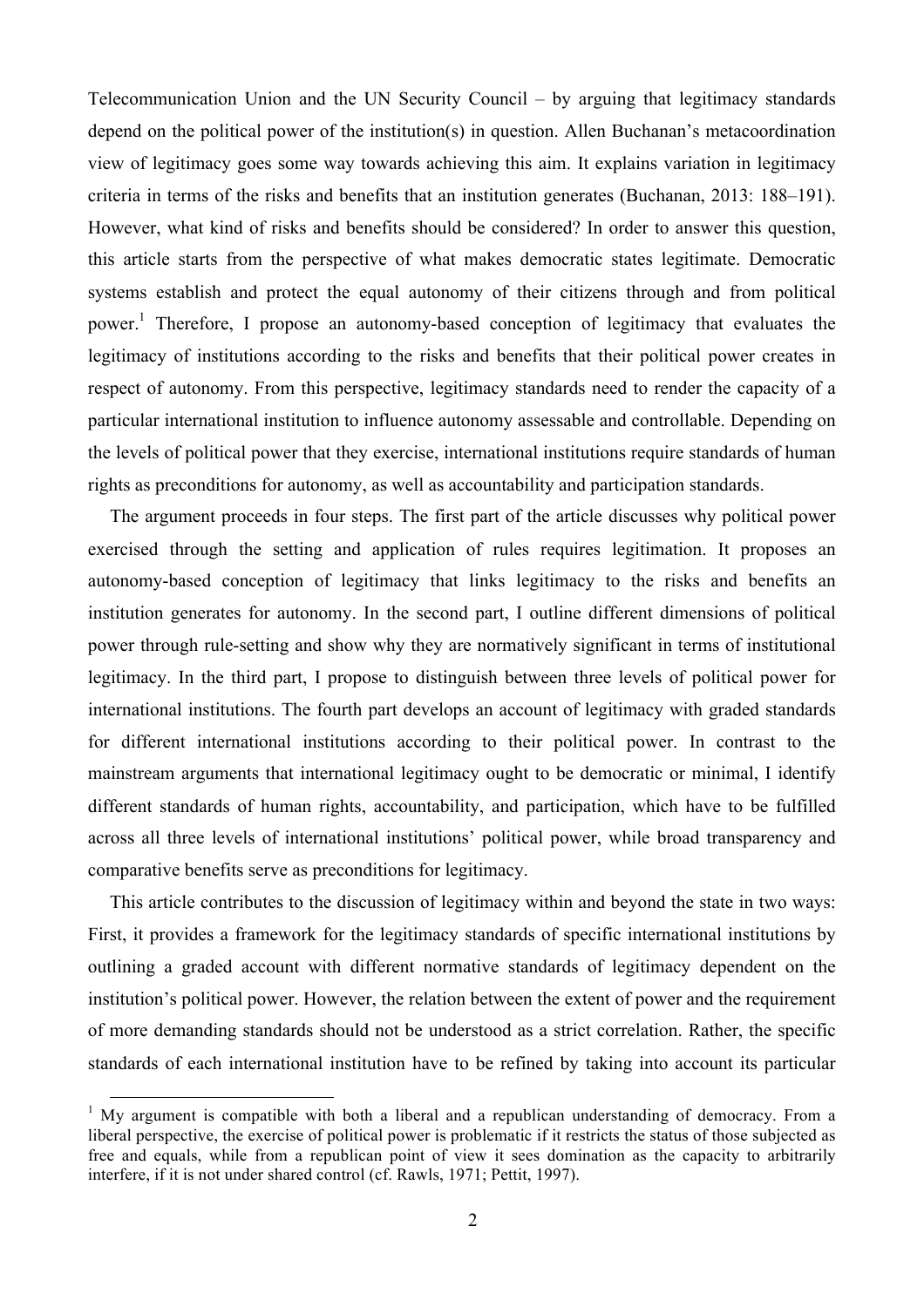Telecommunication Union and the UN Security Council – by arguing that legitimacy standards depend on the political power of the institution(s) in question. Allen Buchanan's metacoordination view of legitimacy goes some way towards achieving this aim. It explains variation in legitimacy criteria in terms of the risks and benefits that an institution generates (Buchanan, 2013: 188–191). However, what kind of risks and benefits should be considered? In order to answer this question, this article starts from the perspective of what makes democratic states legitimate. Democratic systems establish and protect the equal autonomy of their citizens through and from political power.[1] Therefore, I propose an autonomy-based conception of legitimacy that evaluates the legitimacy of institutions according to the risks and benefits that their political power creates in respect of autonomy. From this perspective, legitimacy standards need to render the capacity of a particular international institution to influence autonomy assessable and controllable. Depending on the levels of political power that they exercise, international institutions require standards of human rights as preconditions for autonomy, as well as accountability and participation standards.

The argument proceeds in four steps. The first part of the article discusses why political power exercised through the setting and application of rules requires legitimation. It proposes an autonomy-based conception of legitimacy that links legitimacy to the risks and benefits an institution generates for autonomy. In the second part, I outline different dimensions of political power through rule-setting and show why they are normatively significant in terms of institutional legitimacy. In the third part, I propose to distinguish between three levels of political power for international institutions. The fourth part develops an account of legitimacy with graded standards for different international institutions according to their political power. In contrast to the mainstream arguments that international legitimacy ought to be democratic or minimal, I identify different standards of human rights, accountability, and participation, which have to be fulfilled across all three levels of international institutions' political power, while broad transparency and comparative benefits serve as preconditions for legitimacy.

This article contributes to the discussion of legitimacy within and beyond the state in two ways: First, it provides a framework for the legitimacy standards of specific international institutions by outlining a graded account with different normative standards of legitimacy dependent on the institution's political power. However, the relation between the extent of power and the requirement of more demanding standards should not be understood as a strict correlation. Rather, the specific standards of each international institution have to be refined by taking into account its particular

[1] My argument is compatible with both a liberal and a republican understanding of democracy. From a liberal perspective, the exercise of political power is problematic if it restricts the status of those subjected as free and equals, while from a republican point of view it sees domination as the capacity to arbitrarily interfere, if it is not under shared control (cf. Rawls, 1971; Pettit, 1997).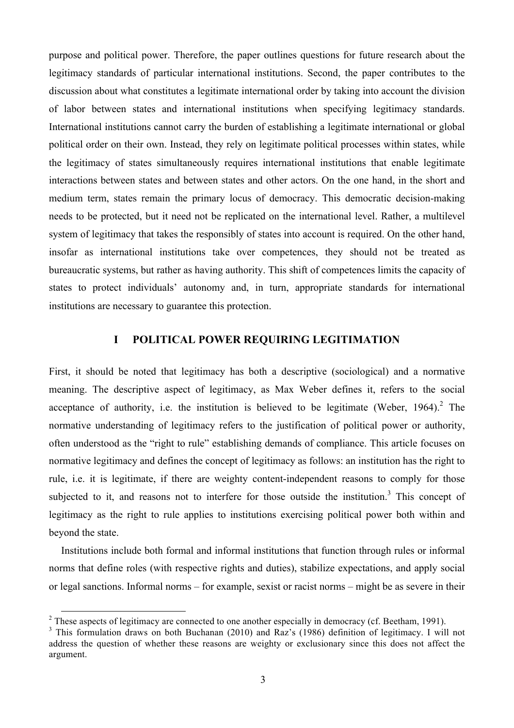purpose and political power. Therefore, the paper outlines questions for future research about the legitimacy standards of particular international institutions. Second, the paper contributes to the discussion about what constitutes a legitimate international order by taking into account the division of labor between states and international institutions when specifying legitimacy standards. International institutions cannot carry the burden of establishing a legitimate international or global political order on their own. Instead, they rely on legitimate political processes within states, while the legitimacy of states simultaneously requires international institutions that enable legitimate interactions between states and between states and other actors. On the one hand, in the short and medium term, states remain the primary locus of democracy. This democratic decision-making needs to be protected, but it need not be replicated on the international level. Rather, a multilevel system of legitimacy that takes the responsibly of states into account is required. On the other hand, insofar as international institutions take over competences, they should not be treated as bureaucratic systems, but rather as having authority. This shift of competences limits the capacity of states to protect individuals' autonomy and, in turn, appropriate standards for international institutions are necessary to guarantee this protection.

## I POLITICAL POWER REQUIRING LEGITIMATION

First, it should be noted that legitimacy has both a descriptive (sociological) and a normative meaning. The descriptive aspect of legitimacy, as Max Weber defines it, refers to the social acceptance of authority, i.e. the institution is believed to be legitimate (Weber, 1964).[2] The normative understanding of legitimacy refers to the justification of political power or authority, often understood as the "right to rule" establishing demands of compliance. This article focuses on normative legitimacy and defines the concept of legitimacy as follows: an institution has the right to rule, i.e. it is legitimate, if there are weighty content-independent reasons to comply for those subjected to it, and reasons not to interfere for those outside the institution.[3] This concept of legitimacy as the right to rule applies to institutions exercising political power both within and beyond the state.

Institutions include both formal and informal institutions that function through rules or informal norms that define roles (with respective rights and duties), stabilize expectations, and apply social or legal sanctions. Informal norms – for example, sexist or racist norms – might be as severe in their

[2] These aspects of legitimacy are connected to one another especially in democracy (cf. Beetham, 1991).

[3] This formulation draws on both Buchanan (2010) and Raz's (1986) definition of legitimacy. I will not address the question of whether these reasons are weighty or exclusionary since this does not affect the argument.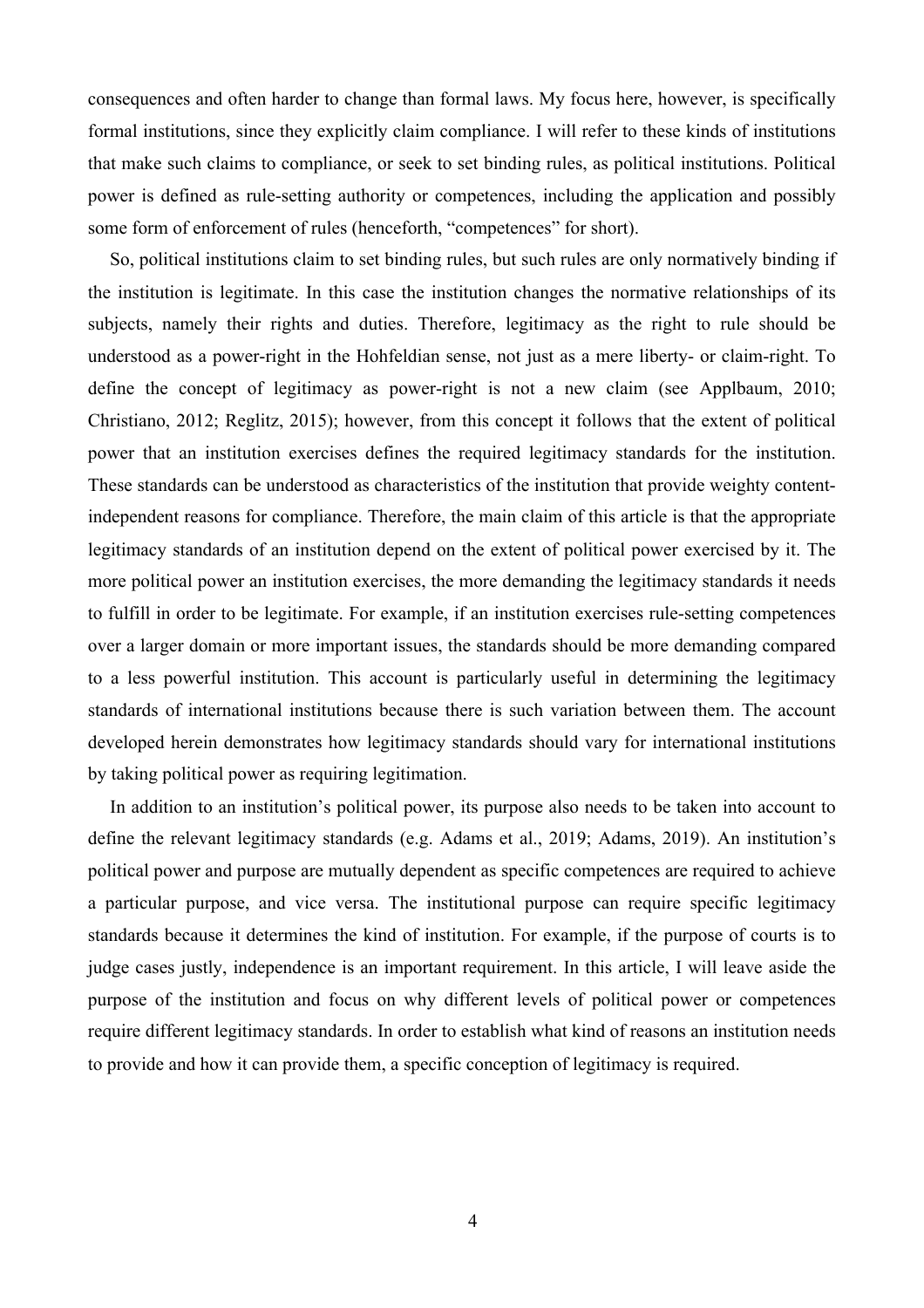consequences and often harder to change than formal laws. My focus here, however, is specifically formal institutions, since they explicitly claim compliance. I will refer to these kinds of institutions that make such claims to compliance, or seek to set binding rules, as political institutions. Political power is defined as rule-setting authority or competences, including the application and possibly some form of enforcement of rules (henceforth, "competences" for short).

So, political institutions claim to set binding rules, but such rules are only normatively binding if the institution is legitimate. In this case the institution changes the normative relationships of its subjects, namely their rights and duties. Therefore, legitimacy as the right to rule should be understood as a power-right in the Hohfeldian sense, not just as a mere liberty- or claim-right. To define the concept of legitimacy as power-right is not a new claim (see Applbaum, 2010; Christiano, 2012; Reglitz, 2015); however, from this concept it follows that the extent of political power that an institution exercises defines the required legitimacy standards for the institution. These standards can be understood as characteristics of the institution that provide weighty content-independent reasons for compliance. Therefore, the main claim of this article is that the appropriate legitimacy standards of an institution depend on the extent of political power exercised by it. The more political power an institution exercises, the more demanding the legitimacy standards it needs to fulfill in order to be legitimate. For example, if an institution exercises rule-setting competences over a larger domain or more important issues, the standards should be more demanding compared to a less powerful institution. This account is particularly useful in determining the legitimacy standards of international institutions because there is such variation between them. The account developed herein demonstrates how legitimacy standards should vary for international institutions by taking political power as requiring legitimation.

In addition to an institution's political power, its purpose also needs to be taken into account to define the relevant legitimacy standards (e.g. Adams et al., 2019; Adams, 2019). An institution's political power and purpose are mutually dependent as specific competences are required to achieve a particular purpose, and vice versa. The institutional purpose can require specific legitimacy standards because it determines the kind of institution. For example, if the purpose of courts is to judge cases justly, independence is an important requirement. In this article, I will leave aside the purpose of the institution and focus on why different levels of political power or competences require different legitimacy standards. In order to establish what kind of reasons an institution needs to provide and how it can provide them, a specific conception of legitimacy is required.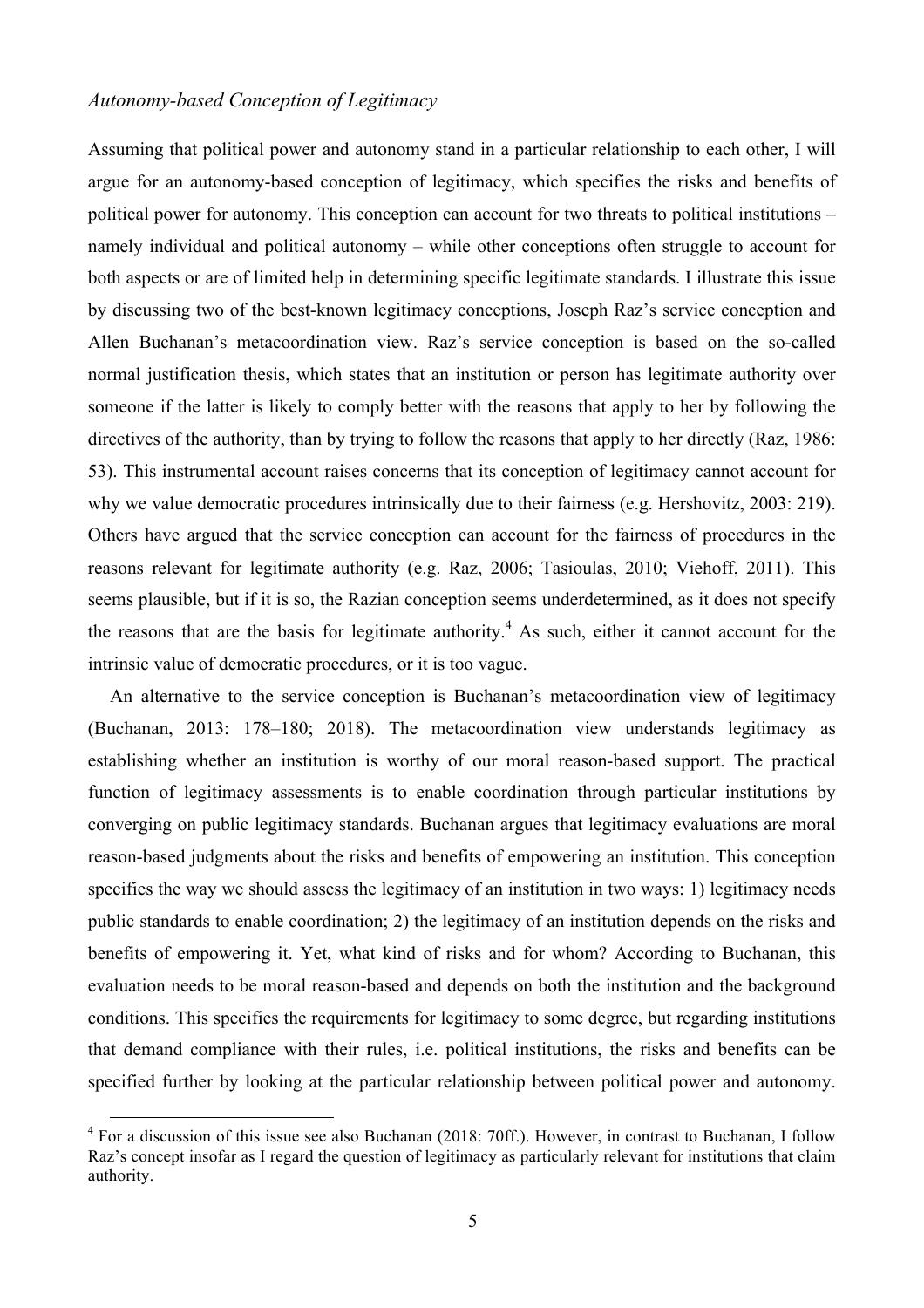*Autonomy-based Conception of Legitimacy*

Assuming that political power and autonomy stand in a particular relationship to each other, I will argue for an autonomy-based conception of legitimacy, which specifies the risks and benefits of political power for autonomy. This conception can account for two threats to political institutions – namely individual and political autonomy – while other conceptions often struggle to account for both aspects or are of limited help in determining specific legitimate standards. I illustrate this issue by discussing two of the best-known legitimacy conceptions, Joseph Raz's service conception and Allen Buchanan's metacoordination view. Raz's service conception is based on the so-called normal justification thesis, which states that an institution or person has legitimate authority over someone if the latter is likely to comply better with the reasons that apply to her by following the directives of the authority, than by trying to follow the reasons that apply to her directly (Raz, 1986: 53). This instrumental account raises concerns that its conception of legitimacy cannot account for why we value democratic procedures intrinsically due to their fairness (e.g. Hershovitz, 2003: 219). Others have argued that the service conception can account for the fairness of procedures in the reasons relevant for legitimate authority (e.g. Raz, 2006; Tasioulas, 2010; Viehoff, 2011). This seems plausible, but if it is so, the Razian conception seems underdetermined, as it does not specify the reasons that are the basis for legitimate authority.[4] As such, either it cannot account for the intrinsic value of democratic procedures, or it is too vague.

An alternative to the service conception is Buchanan's metacoordination view of legitimacy (Buchanan, 2013: 178–180; 2018). The metacoordination view understands legitimacy as establishing whether an institution is worthy of our moral reason-based support. The practical function of legitimacy assessments is to enable coordination through particular institutions by converging on public legitimacy standards. Buchanan argues that legitimacy evaluations are moral reason-based judgments about the risks and benefits of empowering an institution. This conception specifies the way we should assess the legitimacy of an institution in two ways: 1) legitimacy needs public standards to enable coordination; 2) the legitimacy of an institution depends on the risks and benefits of empowering it. Yet, what kind of risks and for whom? According to Buchanan, this evaluation needs to be moral reason-based and depends on both the institution and the background conditions. This specifies the requirements for legitimacy to some degree, but regarding institutions that demand compliance with their rules, i.e. political institutions, the risks and benefits can be specified further by looking at the particular relationship between political power and autonomy.

[4] For a discussion of this issue see also Buchanan (2018: 70ff.). However, in contrast to Buchanan, I follow Raz's concept insofar as I regard the question of legitimacy as particularly relevant for institutions that claim authority.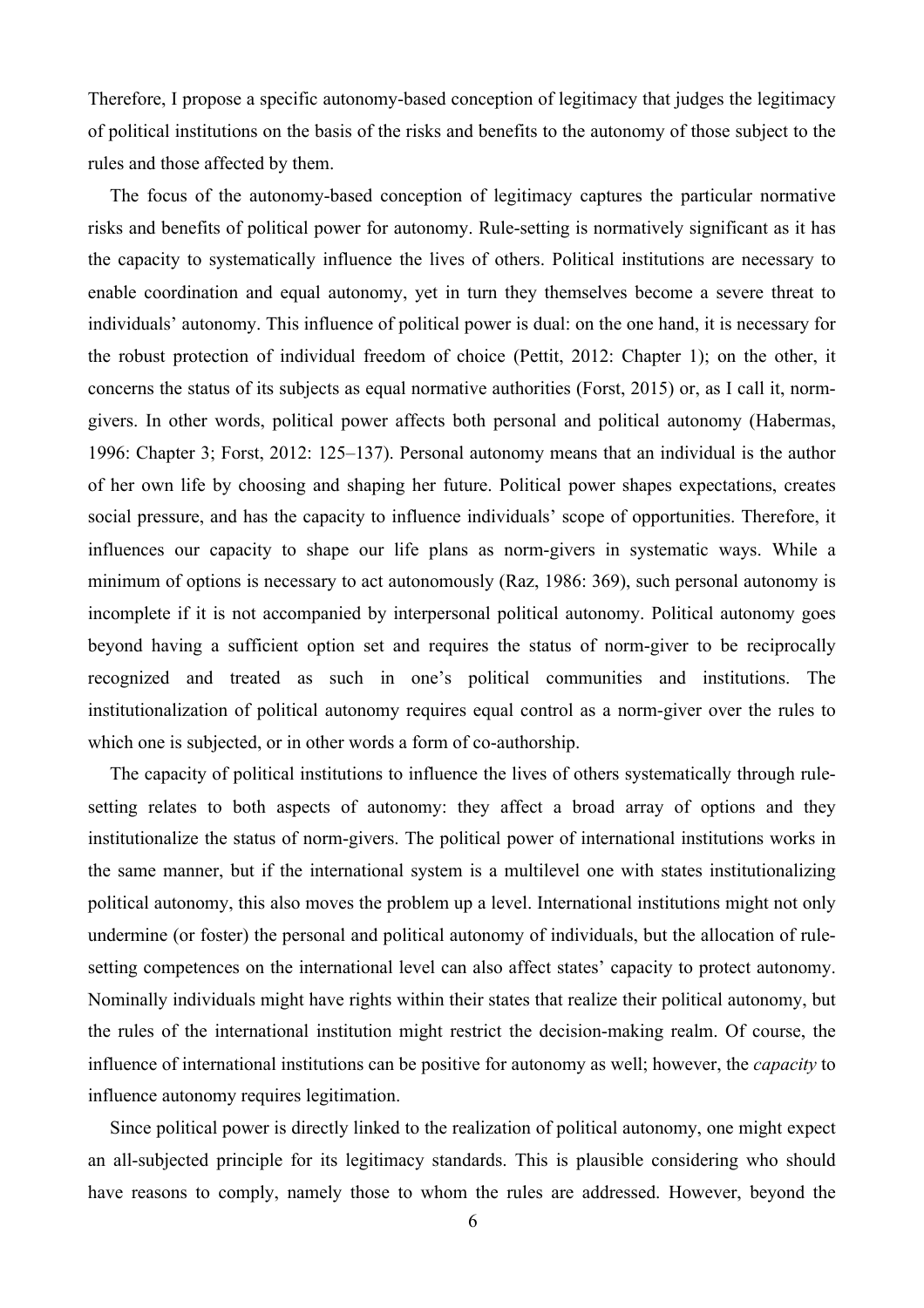Therefore, I propose a specific autonomy-based conception of legitimacy that judges the legitimacy of political institutions on the basis of the risks and benefits to the autonomy of those subject to the rules and those affected by them.

The focus of the autonomy-based conception of legitimacy captures the particular normative risks and benefits of political power for autonomy. Rule-setting is normatively significant as it has the capacity to systematically influence the lives of others. Political institutions are necessary to enable coordination and equal autonomy, yet in turn they themselves become a severe threat to individuals' autonomy. This influence of political power is dual: on the one hand, it is necessary for the robust protection of individual freedom of choice (Pettit, 2012: Chapter 1); on the other, it concerns the status of its subjects as equal normative authorities (Forst, 2015) or, as I call it, norm-givers. In other words, political power affects both personal and political autonomy (Habermas, 1996: Chapter 3; Forst, 2012: 125–137). Personal autonomy means that an individual is the author of her own life by choosing and shaping her future. Political power shapes expectations, creates social pressure, and has the capacity to influence individuals' scope of opportunities. Therefore, it influences our capacity to shape our life plans as norm-givers in systematic ways. While a minimum of options is necessary to act autonomously (Raz, 1986: 369), such personal autonomy is incomplete if it is not accompanied by interpersonal political autonomy. Political autonomy goes beyond having a sufficient option set and requires the status of norm-giver to be reciprocally recognized and treated as such in one's political communities and institutions. The institutionalization of political autonomy requires equal control as a norm-giver over the rules to which one is subjected, or in other words a form of co-authorship.

The capacity of political institutions to influence the lives of others systematically through rule-setting relates to both aspects of autonomy: they affect a broad array of options and they institutionalize the status of norm-givers. The political power of international institutions works in the same manner, but if the international system is a multilevel one with states institutionalizing political autonomy, this also moves the problem up a level. International institutions might not only undermine (or foster) the personal and political autonomy of individuals, but the allocation of rule-setting competences on the international level can also affect states' capacity to protect autonomy. Nominally individuals might have rights within their states that realize their political autonomy, but the rules of the international institution might restrict the decision-making realm. Of course, the influence of international institutions can be positive for autonomy as well; however, the *capacity* to influence autonomy requires legitimation.

Since political power is directly linked to the realization of political autonomy, one might expect an all-subjected principle for its legitimacy standards. This is plausible considering who should have reasons to comply, namely those to whom the rules are addressed. However, beyond the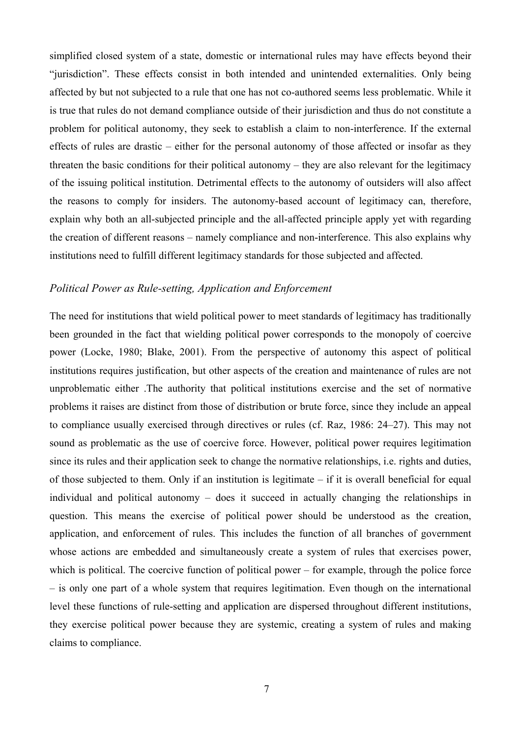simplified closed system of a state, domestic or international rules may have effects beyond their "jurisdiction". These effects consist in both intended and unintended externalities. Only being affected by but not subjected to a rule that one has not co-authored seems less problematic. While it is true that rules do not demand compliance outside of their jurisdiction and thus do not constitute a problem for political autonomy, they seek to establish a claim to non-interference. If the external effects of rules are drastic – either for the personal autonomy of those affected or insofar as they threaten the basic conditions for their political autonomy – they are also relevant for the legitimacy of the issuing political institution. Detrimental effects to the autonomy of outsiders will also affect the reasons to comply for insiders. The autonomy-based account of legitimacy can, therefore, explain why both an all-subjected principle and the all-affected principle apply yet with regarding the creation of different reasons – namely compliance and non-interference. This also explains why institutions need to fulfill different legitimacy standards for those subjected and affected.

### *Political Power as Rule-setting, Application and Enforcement*

The need for institutions that wield political power to meet standards of legitimacy has traditionally been grounded in the fact that wielding political power corresponds to the monopoly of coercive power (Locke, 1980; Blake, 2001). From the perspective of autonomy this aspect of political institutions requires justification, but other aspects of the creation and maintenance of rules are not unproblematic either .The authority that political institutions exercise and the set of normative problems it raises are distinct from those of distribution or brute force, since they include an appeal to compliance usually exercised through directives or rules (cf. Raz, 1986: 24–27). This may not sound as problematic as the use of coercive force. However, political power requires legitimation since its rules and their application seek to change the normative relationships, i.e. rights and duties, of those subjected to them. Only if an institution is legitimate – if it is overall beneficial for equal individual and political autonomy – does it succeed in actually changing the relationships in question. This means the exercise of political power should be understood as the creation, application, and enforcement of rules. This includes the function of all branches of government whose actions are embedded and simultaneously create a system of rules that exercises power, which is political. The coercive function of political power – for example, through the police force – is only one part of a whole system that requires legitimation. Even though on the international level these functions of rule-setting and application are dispersed throughout different institutions, they exercise political power because they are systemic, creating a system of rules and making claims to compliance.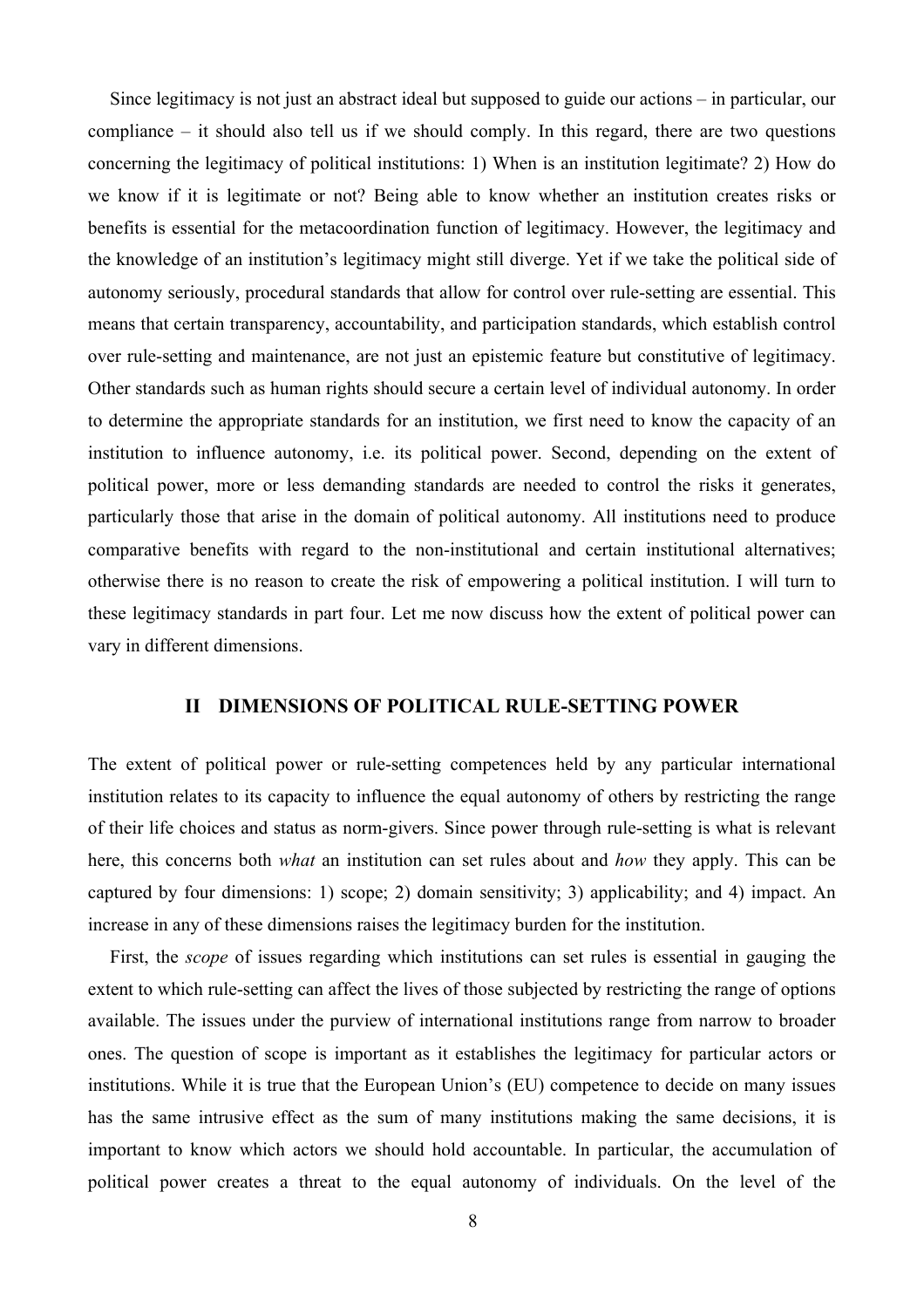Since legitimacy is not just an abstract ideal but supposed to guide our actions – in particular, our compliance – it should also tell us if we should comply. In this regard, there are two questions concerning the legitimacy of political institutions: 1) When is an institution legitimate? 2) How do we know if it is legitimate or not? Being able to know whether an institution creates risks or benefits is essential for the metacoordination function of legitimacy. However, the legitimacy and the knowledge of an institution's legitimacy might still diverge. Yet if we take the political side of autonomy seriously, procedural standards that allow for control over rule-setting are essential. This means that certain transparency, accountability, and participation standards, which establish control over rule-setting and maintenance, are not just an epistemic feature but constitutive of legitimacy. Other standards such as human rights should secure a certain level of individual autonomy. In order to determine the appropriate standards for an institution, we first need to know the capacity of an institution to influence autonomy, i.e. its political power. Second, depending on the extent of political power, more or less demanding standards are needed to control the risks it generates, particularly those that arise in the domain of political autonomy. All institutions need to produce comparative benefits with regard to the non-institutional and certain institutional alternatives; otherwise there is no reason to create the risk of empowering a political institution. I will turn to these legitimacy standards in part four. Let me now discuss how the extent of political power can vary in different dimensions.

## II DIMENSIONS OF POLITICAL RULE-SETTING POWER

The extent of political power or rule-setting competences held by any particular international institution relates to its capacity to influence the equal autonomy of others by restricting the range of their life choices and status as norm-givers. Since power through rule-setting is what is relevant here, this concerns both *what* an institution can set rules about and *how* they apply. This can be captured by four dimensions: 1) scope; 2) domain sensitivity; 3) applicability; and 4) impact. An increase in any of these dimensions raises the legitimacy burden for the institution.

First, the *scope* of issues regarding which institutions can set rules is essential in gauging the extent to which rule-setting can affect the lives of those subjected by restricting the range of options available. The issues under the purview of international institutions range from narrow to broader ones. The question of scope is important as it establishes the legitimacy for particular actors or institutions. While it is true that the European Union's (EU) competence to decide on many issues has the same intrusive effect as the sum of many institutions making the same decisions, it is important to know which actors we should hold accountable. In particular, the accumulation of political power creates a threat to the equal autonomy of individuals. On the level of the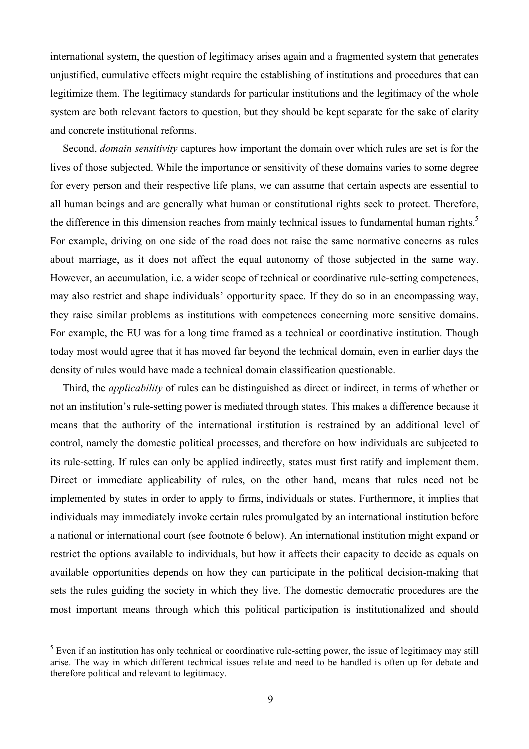international system, the question of legitimacy arises again and a fragmented system that generates unjustified, cumulative effects might require the establishing of institutions and procedures that can legitimize them. The legitimacy standards for particular institutions and the legitimacy of the whole system are both relevant factors to question, but they should be kept separate for the sake of clarity and concrete institutional reforms.

Second, *domain sensitivity* captures how important the domain over which rules are set is for the lives of those subjected. While the importance or sensitivity of these domains varies to some degree for every person and their respective life plans, we can assume that certain aspects are essential to all human beings and are generally what human or constitutional rights seek to protect. Therefore, the difference in this dimension reaches from mainly technical issues to fundamental human rights.[5] For example, driving on one side of the road does not raise the same normative concerns as rules about marriage, as it does not affect the equal autonomy of those subjected in the same way. However, an accumulation, i.e. a wider scope of technical or coordinative rule-setting competences, may also restrict and shape individuals' opportunity space. If they do so in an encompassing way, they raise similar problems as institutions with competences concerning more sensitive domains. For example, the EU was for a long time framed as a technical or coordinative institution. Though today most would agree that it has moved far beyond the technical domain, even in earlier days the density of rules would have made a technical domain classification questionable.

Third, the *applicability* of rules can be distinguished as direct or indirect, in terms of whether or not an institution's rule-setting power is mediated through states. This makes a difference because it means that the authority of the international institution is restrained by an additional level of control, namely the domestic political processes, and therefore on how individuals are subjected to its rule-setting. If rules can only be applied indirectly, states must first ratify and implement them. Direct or immediate applicability of rules, on the other hand, means that rules need not be implemented by states in order to apply to firms, individuals or states. Furthermore, it implies that individuals may immediately invoke certain rules promulgated by an international institution before a national or international court (see footnote 6 below). An international institution might expand or restrict the options available to individuals, but how it affects their capacity to decide as equals on available opportunities depends on how they can participate in the political decision-making that sets the rules guiding the society in which they live. The domestic democratic procedures are the most important means through which this political participation is institutionalized and should

[5] Even if an institution has only technical or coordinative rule-setting power, the issue of legitimacy may still arise. The way in which different technical issues relate and need to be handled is often up for debate and therefore political and relevant to legitimacy.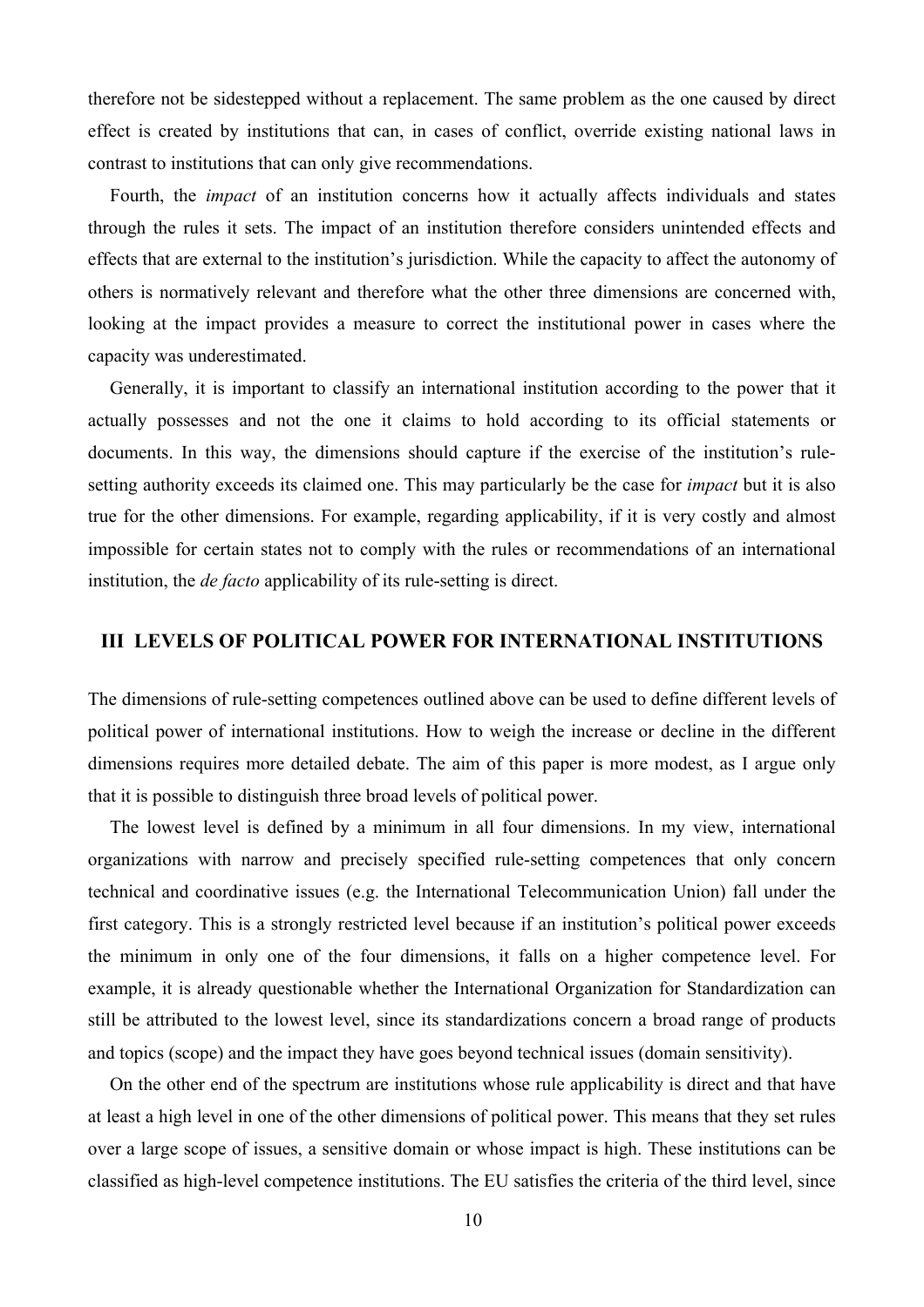therefore not be sidestepped without a replacement. The same problem as the one caused by direct effect is created by institutions that can, in cases of conflict, override existing national laws in contrast to institutions that can only give recommendations.

Fourth, the *impact* of an institution concerns how it actually affects individuals and states through the rules it sets. The impact of an institution therefore considers unintended effects and effects that are external to the institution's jurisdiction. While the capacity to affect the autonomy of others is normatively relevant and therefore what the other three dimensions are concerned with, looking at the impact provides a measure to correct the institutional power in cases where the capacity was underestimated.

Generally, it is important to classify an international institution according to the power that it actually possesses and not the one it claims to hold according to its official statements or documents. In this way, the dimensions should capture if the exercise of the institution's rule-setting authority exceeds its claimed one. This may particularly be the case for *impact* but it is also true for the other dimensions. For example, regarding applicability, if it is very costly and almost impossible for certain states not to comply with the rules or recommendations of an international institution, the *de facto* applicability of its rule-setting is direct.

## III LEVELS OF POLITICAL POWER FOR INTERNATIONAL INSTITUTIONS

The dimensions of rule-setting competences outlined above can be used to define different levels of political power of international institutions. How to weigh the increase or decline in the different dimensions requires more detailed debate. The aim of this paper is more modest, as I argue only that it is possible to distinguish three broad levels of political power.

The lowest level is defined by a minimum in all four dimensions. In my view, international organizations with narrow and precisely specified rule-setting competences that only concern technical and coordinative issues (e.g. the International Telecommunication Union) fall under the first category. This is a strongly restricted level because if an institution's political power exceeds the minimum in only one of the four dimensions, it falls on a higher competence level. For example, it is already questionable whether the International Organization for Standardization can still be attributed to the lowest level, since its standardizations concern a broad range of products and topics (scope) and the impact they have goes beyond technical issues (domain sensitivity).

On the other end of the spectrum are institutions whose rule applicability is direct and that have at least a high level in one of the other dimensions of political power. This means that they set rules over a large scope of issues, a sensitive domain or whose impact is high. These institutions can be classified as high-level competence institutions. The EU satisfies the criteria of the third level, since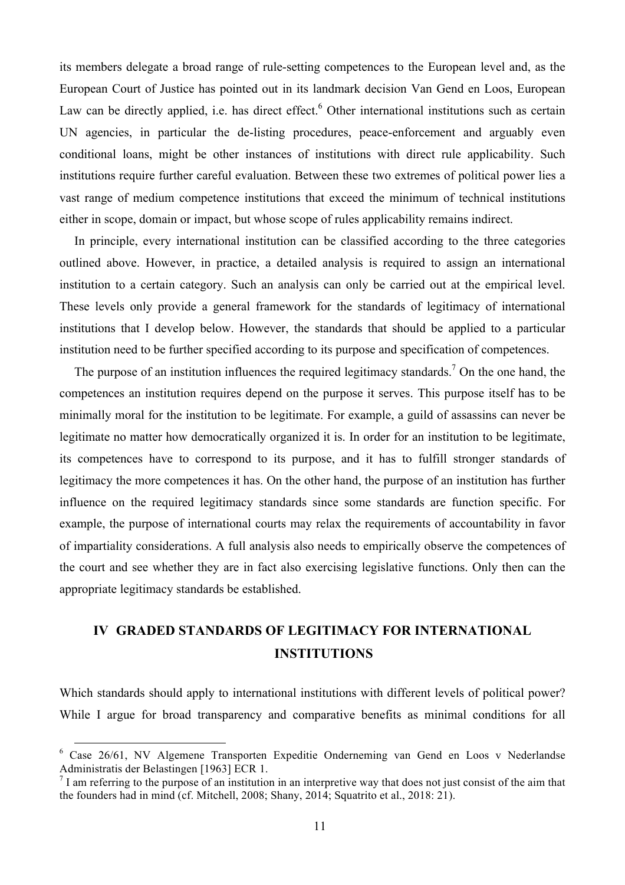its members delegate a broad range of rule-setting competences to the European level and, as the European Court of Justice has pointed out in its landmark decision Van Gend en Loos, European Law can be directly applied, i.e. has direct effect.[6] Other international institutions such as certain UN agencies, in particular the de-listing procedures, peace-enforcement and arguably even conditional loans, might be other instances of institutions with direct rule applicability. Such institutions require further careful evaluation. Between these two extremes of political power lies a vast range of medium competence institutions that exceed the minimum of technical institutions either in scope, domain or impact, but whose scope of rules applicability remains indirect.

In principle, every international institution can be classified according to the three categories outlined above. However, in practice, a detailed analysis is required to assign an international institution to a certain category. Such an analysis can only be carried out at the empirical level. These levels only provide a general framework for the standards of legitimacy of international institutions that I develop below. However, the standards that should be applied to a particular institution need to be further specified according to its purpose and specification of competences.

The purpose of an institution influences the required legitimacy standards.[7] On the one hand, the competences an institution requires depend on the purpose it serves. This purpose itself has to be minimally moral for the institution to be legitimate. For example, a guild of assassins can never be legitimate no matter how democratically organized it is. In order for an institution to be legitimate, its competences have to correspond to its purpose, and it has to fulfill stronger standards of legitimacy the more competences it has. On the other hand, the purpose of an institution has further influence on the required legitimacy standards since some standards are function specific. For example, the purpose of international courts may relax the requirements of accountability in favor of impartiality considerations. A full analysis also needs to empirically observe the competences of the court and see whether they are in fact also exercising legislative functions. Only then can the appropriate legitimacy standards be established.

## IV GRADED STANDARDS OF LEGITIMACY FOR INTERNATIONAL INSTITUTIONS

Which standards should apply to international institutions with different levels of political power? While I argue for broad transparency and comparative benefits as minimal conditions for all

---

[6] Case 26/61, NV Algemene Transporten Expeditie Onderneming van Gend en Loos v Nederlandse Administratis der Belastingen [1963] ECR 1.

[7] I am referring to the purpose of an institution in an interpretive way that does not just consist of the aim that the founders had in mind (cf. Mitchell, 2008; Shany, 2014; Squatrito et al., 2018: 21).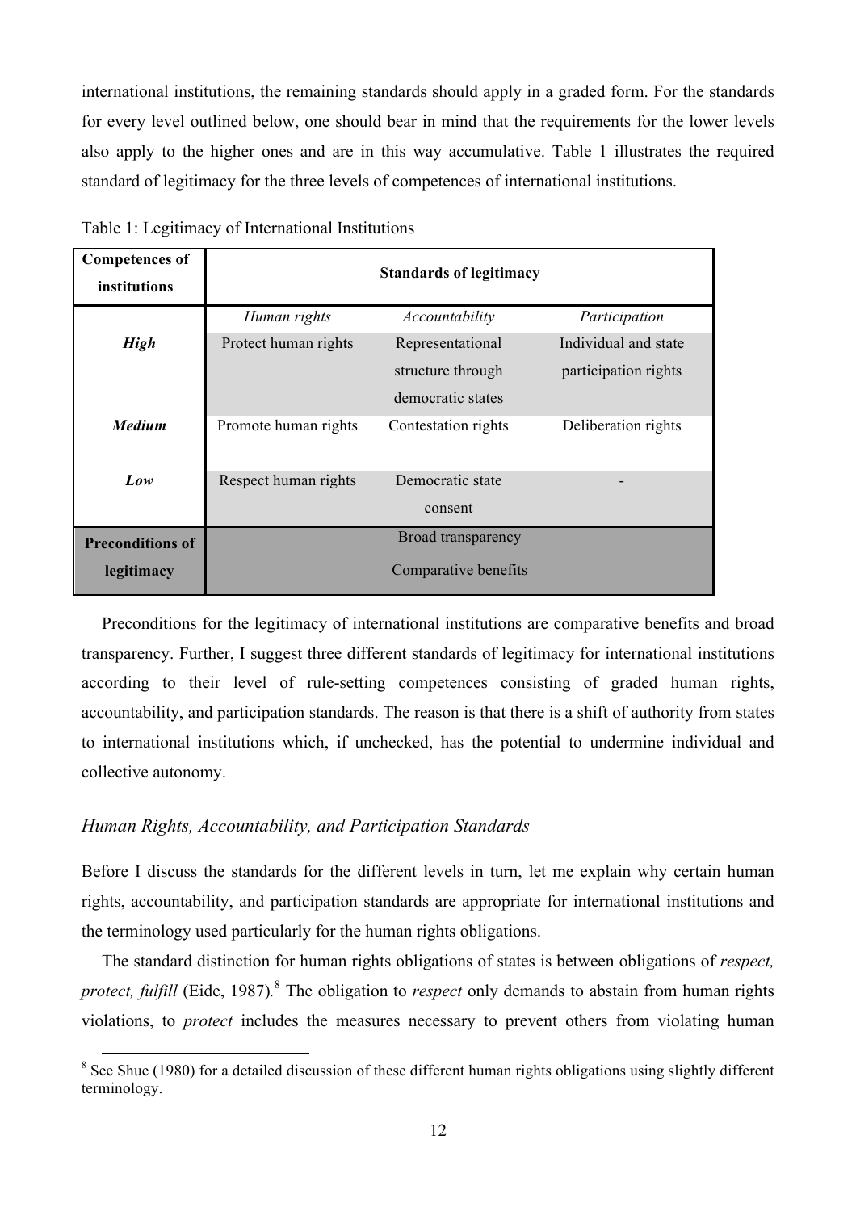international institutions, the remaining standards should apply in a graded form. For the standards for every level outlined below, one should bear in mind that the requirements for the lower levels also apply to the higher ones and are in this way accumulative. Table 1 illustrates the required standard of legitimacy for the three levels of competences of international institutions.

Table 1: Legitimacy of International Institutions

| **Competences of institutions** | **Standards of legitimacy** | | |
|---|---|---|---|
| | *Human rights* | *Accountability* | *Participation* |
| ***High*** | Protect human rights | Representational structure through democratic states | Individual and state participation rights |
| ***Medium*** | Promote human rights | Contestation rights | Deliberation rights |
| ***Low*** | Respect human rights | Democratic state consent | - |
| **Preconditions of legitimacy** | Broad transparency<br>Comparative benefits | | |

Preconditions for the legitimacy of international institutions are comparative benefits and broad transparency. Further, I suggest three different standards of legitimacy for international institutions according to their level of rule-setting competences consisting of graded human rights, accountability, and participation standards. The reason is that there is a shift of authority from states to international institutions which, if unchecked, has the potential to undermine individual and collective autonomy.

### *Human Rights, Accountability, and Participation Standards*

Before I discuss the standards for the different levels in turn, let me explain why certain human rights, accountability, and participation standards are appropriate for international institutions and the terminology used particularly for the human rights obligations.

The standard distinction for human rights obligations of states is between obligations of *respect, protect, fulfill* (Eide, 1987).[8] The obligation to *respect* only demands to abstain from human rights violations, to *protect* includes the measures necessary to prevent others from violating human

[8] See Shue (1980) for a detailed discussion of these different human rights obligations using slightly different terminology.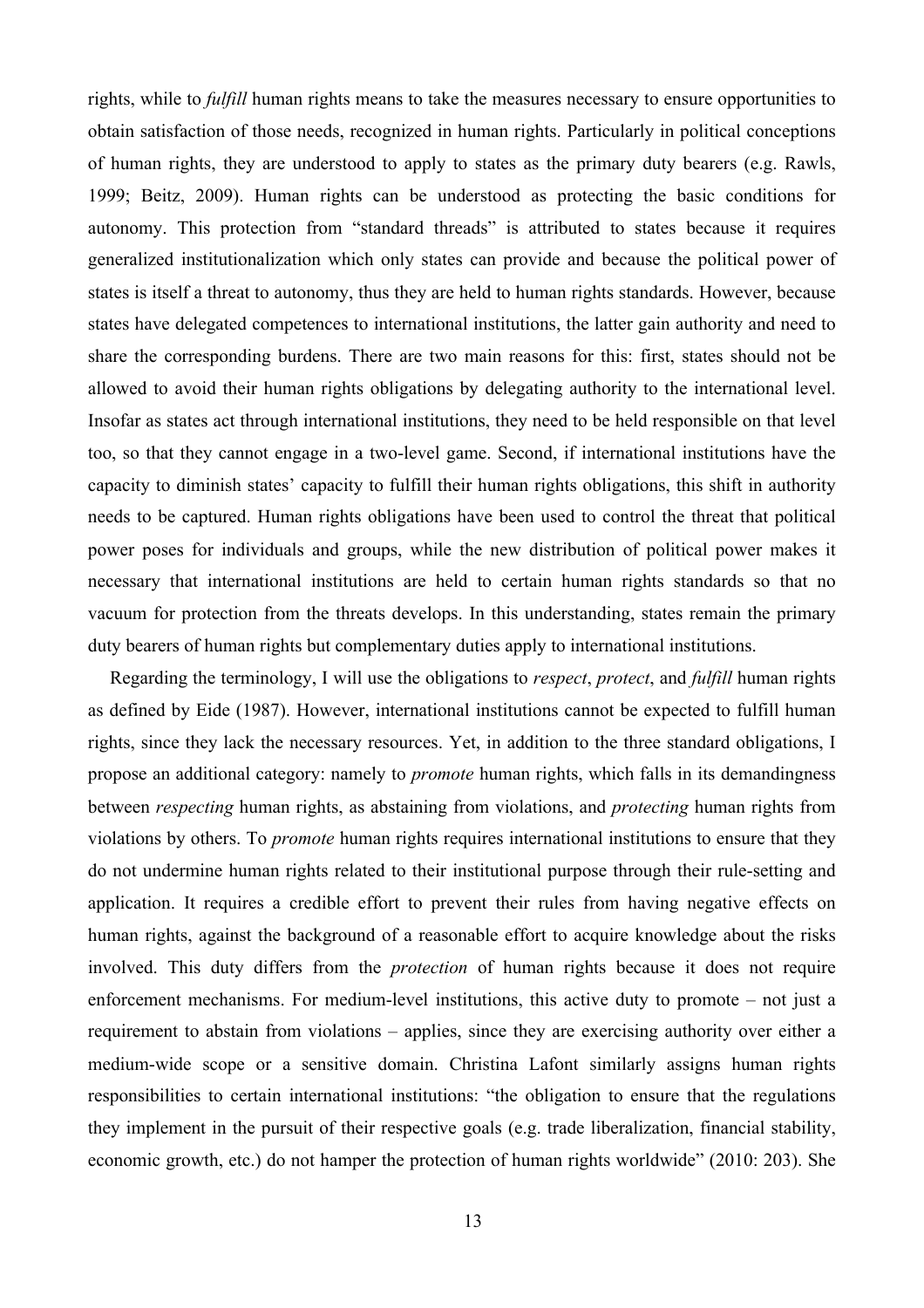rights, while to *fulfill* human rights means to take the measures necessary to ensure opportunities to obtain satisfaction of those needs, recognized in human rights. Particularly in political conceptions of human rights, they are understood to apply to states as the primary duty bearers (e.g. Rawls, 1999; Beitz, 2009). Human rights can be understood as protecting the basic conditions for autonomy. This protection from "standard threads" is attributed to states because it requires generalized institutionalization which only states can provide and because the political power of states is itself a threat to autonomy, thus they are held to human rights standards. However, because states have delegated competences to international institutions, the latter gain authority and need to share the corresponding burdens. There are two main reasons for this: first, states should not be allowed to avoid their human rights obligations by delegating authority to the international level. Insofar as states act through international institutions, they need to be held responsible on that level too, so that they cannot engage in a two-level game. Second, if international institutions have the capacity to diminish states' capacity to fulfill their human rights obligations, this shift in authority needs to be captured. Human rights obligations have been used to control the threat that political power poses for individuals and groups, while the new distribution of political power makes it necessary that international institutions are held to certain human rights standards so that no vacuum for protection from the threats develops. In this understanding, states remain the primary duty bearers of human rights but complementary duties apply to international institutions.

Regarding the terminology, I will use the obligations to *respect*, *protect*, and *fulfill* human rights as defined by Eide (1987). However, international institutions cannot be expected to fulfill human rights, since they lack the necessary resources. Yet, in addition to the three standard obligations, I propose an additional category: namely to *promote* human rights, which falls in its demandingness between *respecting* human rights, as abstaining from violations, and *protecting* human rights from violations by others. To *promote* human rights requires international institutions to ensure that they do not undermine human rights related to their institutional purpose through their rule-setting and application. It requires a credible effort to prevent their rules from having negative effects on human rights, against the background of a reasonable effort to acquire knowledge about the risks involved. This duty differs from the *protection* of human rights because it does not require enforcement mechanisms. For medium-level institutions, this active duty to promote – not just a requirement to abstain from violations – applies, since they are exercising authority over either a medium-wide scope or a sensitive domain. Christina Lafont similarly assigns human rights responsibilities to certain international institutions: "the obligation to ensure that the regulations they implement in the pursuit of their respective goals (e.g. trade liberalization, financial stability, economic growth, etc.) do not hamper the protection of human rights worldwide" (2010: 203). She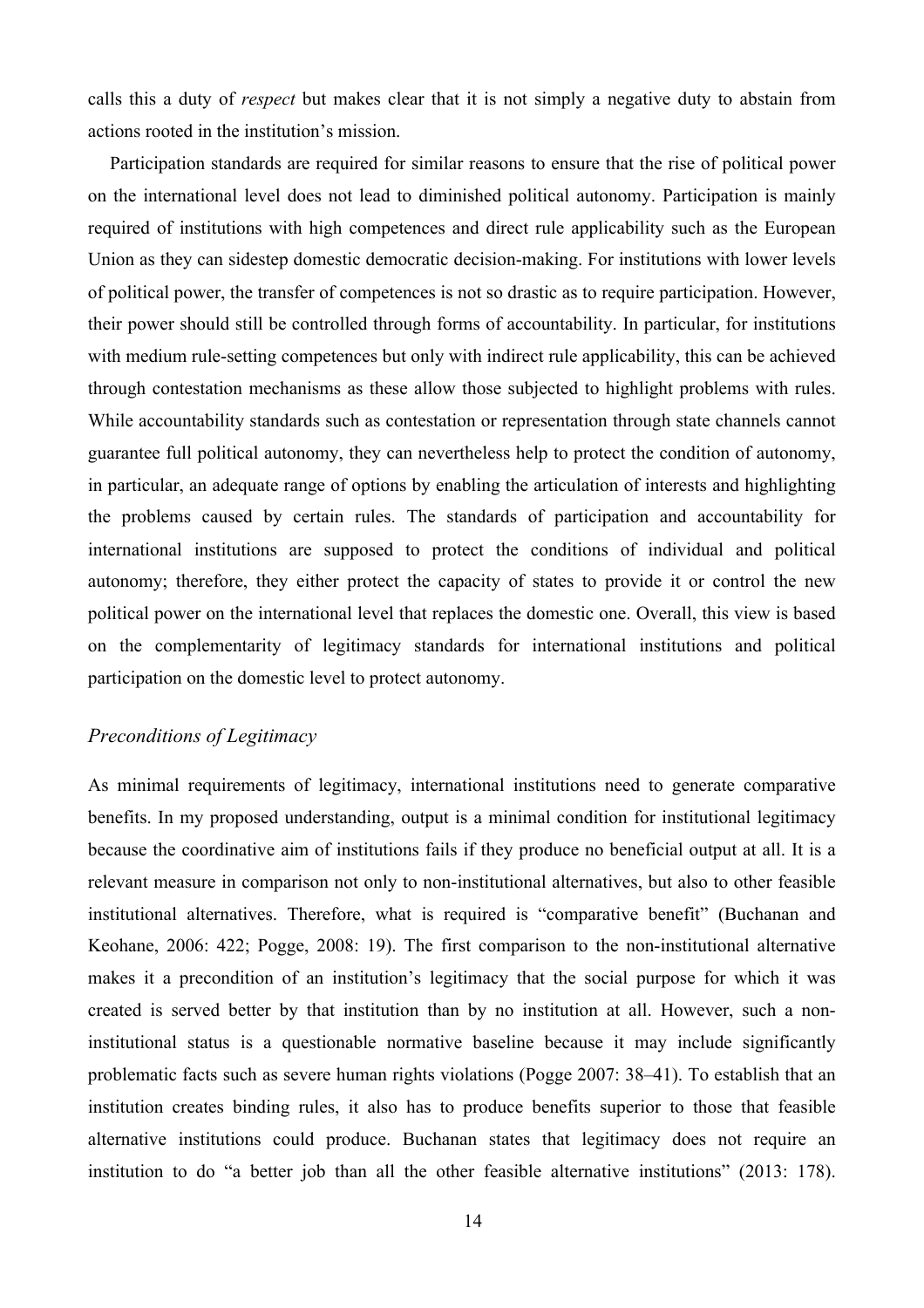calls this a duty of *respect* but makes clear that it is not simply a negative duty to abstain from actions rooted in the institution's mission.

Participation standards are required for similar reasons to ensure that the rise of political power on the international level does not lead to diminished political autonomy. Participation is mainly required of institutions with high competences and direct rule applicability such as the European Union as they can sidestep domestic democratic decision-making. For institutions with lower levels of political power, the transfer of competences is not so drastic as to require participation. However, their power should still be controlled through forms of accountability. In particular, for institutions with medium rule-setting competences but only with indirect rule applicability, this can be achieved through contestation mechanisms as these allow those subjected to highlight problems with rules. While accountability standards such as contestation or representation through state channels cannot guarantee full political autonomy, they can nevertheless help to protect the condition of autonomy, in particular, an adequate range of options by enabling the articulation of interests and highlighting the problems caused by certain rules. The standards of participation and accountability for international institutions are supposed to protect the conditions of individual and political autonomy; therefore, they either protect the capacity of states to provide it or control the new political power on the international level that replaces the domestic one. Overall, this view is based on the complementarity of legitimacy standards for international institutions and political participation on the domestic level to protect autonomy.

### *Preconditions of Legitimacy*

As minimal requirements of legitimacy, international institutions need to generate comparative benefits. In my proposed understanding, output is a minimal condition for institutional legitimacy because the coordinative aim of institutions fails if they produce no beneficial output at all. It is a relevant measure in comparison not only to non-institutional alternatives, but also to other feasible institutional alternatives. Therefore, what is required is "comparative benefit" (Buchanan and Keohane, 2006: 422; Pogge, 2008: 19). The first comparison to the non-institutional alternative makes it a precondition of an institution's legitimacy that the social purpose for which it was created is served better by that institution than by no institution at all. However, such a non-institutional status is a questionable normative baseline because it may include significantly problematic facts such as severe human rights violations (Pogge 2007: 38–41). To establish that an institution creates binding rules, it also has to produce benefits superior to those that feasible alternative institutions could produce. Buchanan states that legitimacy does not require an institution to do "a better job than all the other feasible alternative institutions" (2013: 178).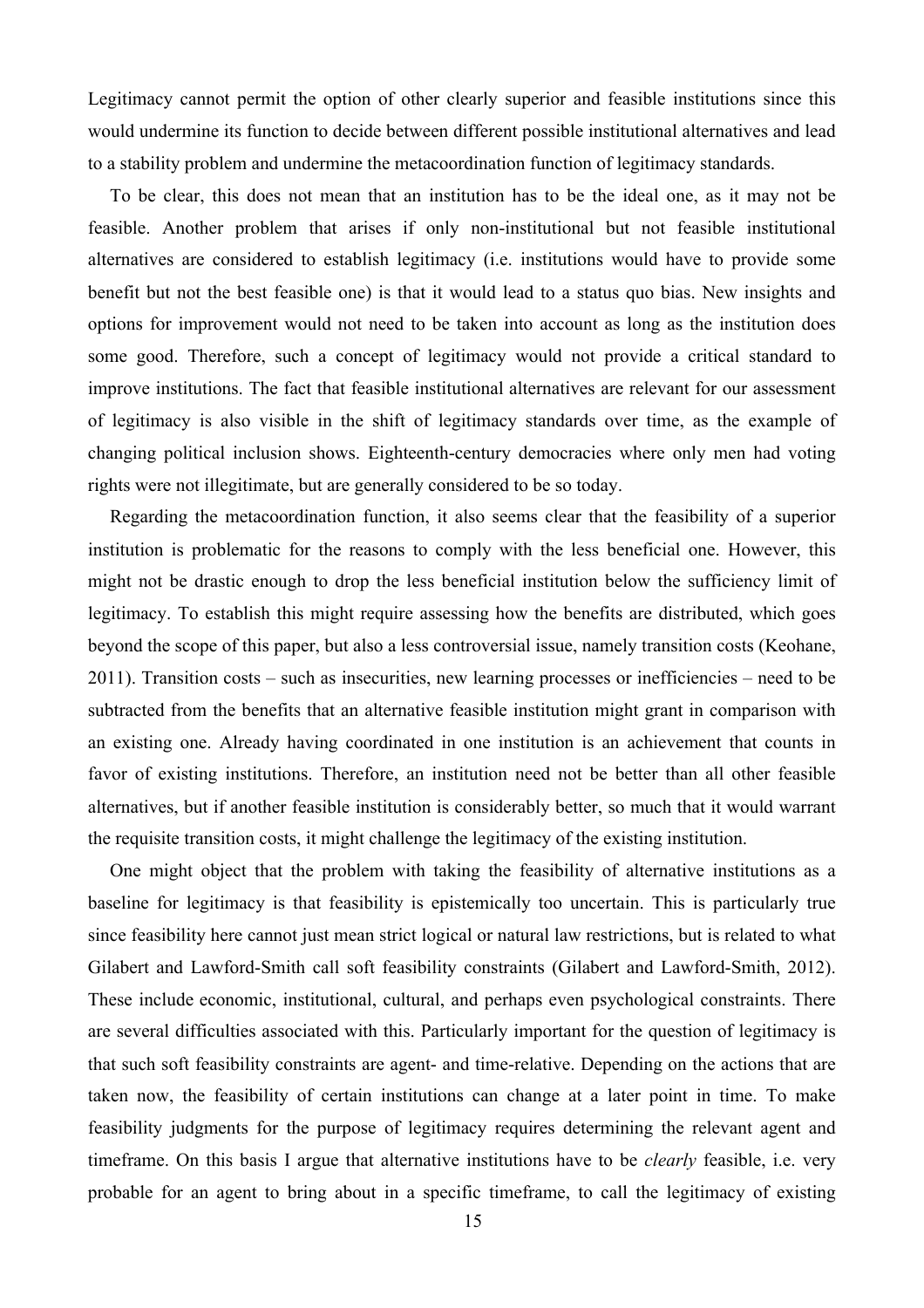Legitimacy cannot permit the option of other clearly superior and feasible institutions since this would undermine its function to decide between different possible institutional alternatives and lead to a stability problem and undermine the metacoordination function of legitimacy standards.

To be clear, this does not mean that an institution has to be the ideal one, as it may not be feasible. Another problem that arises if only non-institutional but not feasible institutional alternatives are considered to establish legitimacy (i.e. institutions would have to provide some benefit but not the best feasible one) is that it would lead to a status quo bias. New insights and options for improvement would not need to be taken into account as long as the institution does some good. Therefore, such a concept of legitimacy would not provide a critical standard to improve institutions. The fact that feasible institutional alternatives are relevant for our assessment of legitimacy is also visible in the shift of legitimacy standards over time, as the example of changing political inclusion shows. Eighteenth-century democracies where only men had voting rights were not illegitimate, but are generally considered to be so today.

Regarding the metacoordination function, it also seems clear that the feasibility of a superior institution is problematic for the reasons to comply with the less beneficial one. However, this might not be drastic enough to drop the less beneficial institution below the sufficiency limit of legitimacy. To establish this might require assessing how the benefits are distributed, which goes beyond the scope of this paper, but also a less controversial issue, namely transition costs (Keohane, 2011). Transition costs – such as insecurities, new learning processes or inefficiencies – need to be subtracted from the benefits that an alternative feasible institution might grant in comparison with an existing one. Already having coordinated in one institution is an achievement that counts in favor of existing institutions. Therefore, an institution need not be better than all other feasible alternatives, but if another feasible institution is considerably better, so much that it would warrant the requisite transition costs, it might challenge the legitimacy of the existing institution.

One might object that the problem with taking the feasibility of alternative institutions as a baseline for legitimacy is that feasibility is epistemically too uncertain. This is particularly true since feasibility here cannot just mean strict logical or natural law restrictions, but is related to what Gilabert and Lawford-Smith call soft feasibility constraints (Gilabert and Lawford-Smith, 2012). These include economic, institutional, cultural, and perhaps even psychological constraints. There are several difficulties associated with this. Particularly important for the question of legitimacy is that such soft feasibility constraints are agent- and time-relative. Depending on the actions that are taken now, the feasibility of certain institutions can change at a later point in time. To make feasibility judgments for the purpose of legitimacy requires determining the relevant agent and timeframe. On this basis I argue that alternative institutions have to be *clearly* feasible, i.e. very probable for an agent to bring about in a specific timeframe, to call the legitimacy of existing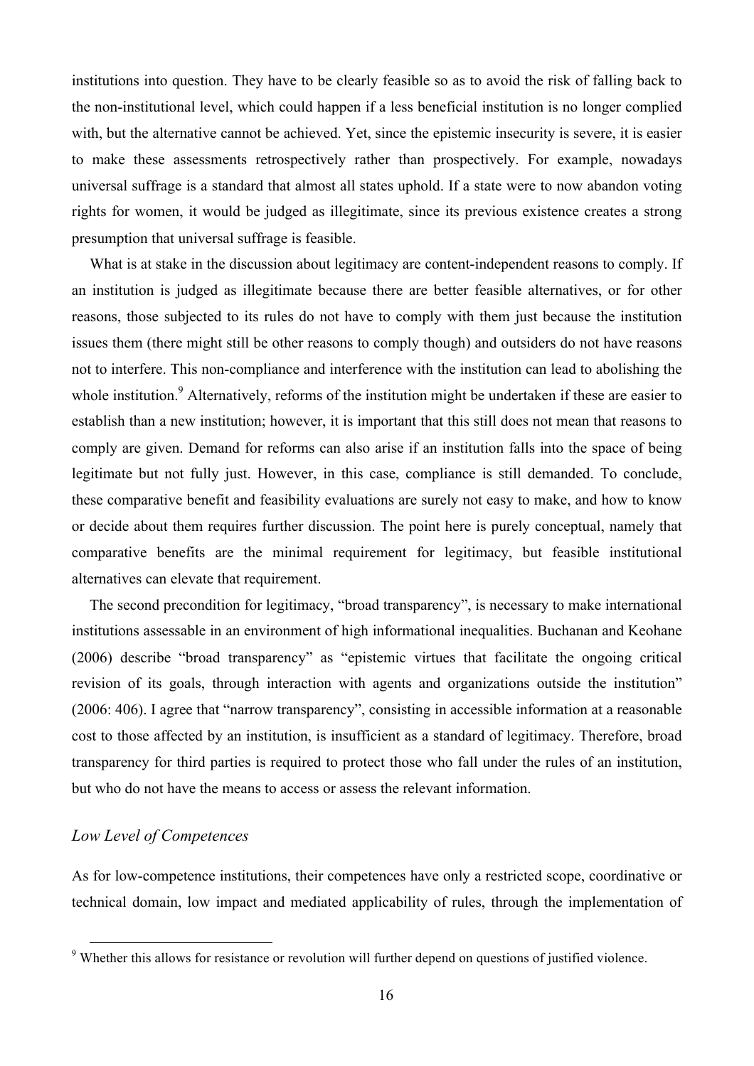institutions into question. They have to be clearly feasible so as to avoid the risk of falling back to the non-institutional level, which could happen if a less beneficial institution is no longer complied with, but the alternative cannot be achieved. Yet, since the epistemic insecurity is severe, it is easier to make these assessments retrospectively rather than prospectively. For example, nowadays universal suffrage is a standard that almost all states uphold. If a state were to now abandon voting rights for women, it would be judged as illegitimate, since its previous existence creates a strong presumption that universal suffrage is feasible.

What is at stake in the discussion about legitimacy are content-independent reasons to comply. If an institution is judged as illegitimate because there are better feasible alternatives, or for other reasons, those subjected to its rules do not have to comply with them just because the institution issues them (there might still be other reasons to comply though) and outsiders do not have reasons not to interfere. This non-compliance and interference with the institution can lead to abolishing the whole institution.[9] Alternatively, reforms of the institution might be undertaken if these are easier to establish than a new institution; however, it is important that this still does not mean that reasons to comply are given. Demand for reforms can also arise if an institution falls into the space of being legitimate but not fully just. However, in this case, compliance is still demanded. To conclude, these comparative benefit and feasibility evaluations are surely not easy to make, and how to know or decide about them requires further discussion. The point here is purely conceptual, namely that comparative benefits are the minimal requirement for legitimacy, but feasible institutional alternatives can elevate that requirement.

The second precondition for legitimacy, "broad transparency", is necessary to make international institutions assessable in an environment of high informational inequalities. Buchanan and Keohane (2006) describe "broad transparency" as "epistemic virtues that facilitate the ongoing critical revision of its goals, through interaction with agents and organizations outside the institution" (2006: 406). I agree that "narrow transparency", consisting in accessible information at a reasonable cost to those affected by an institution, is insufficient as a standard of legitimacy. Therefore, broad transparency for third parties is required to protect those who fall under the rules of an institution, but who do not have the means to access or assess the relevant information.

### *Low Level of Competences*

As for low-competence institutions, their competences have only a restricted scope, coordinative or technical domain, low impact and mediated applicability of rules, through the implementation of

[9] Whether this allows for resistance or revolution will further depend on questions of justified violence.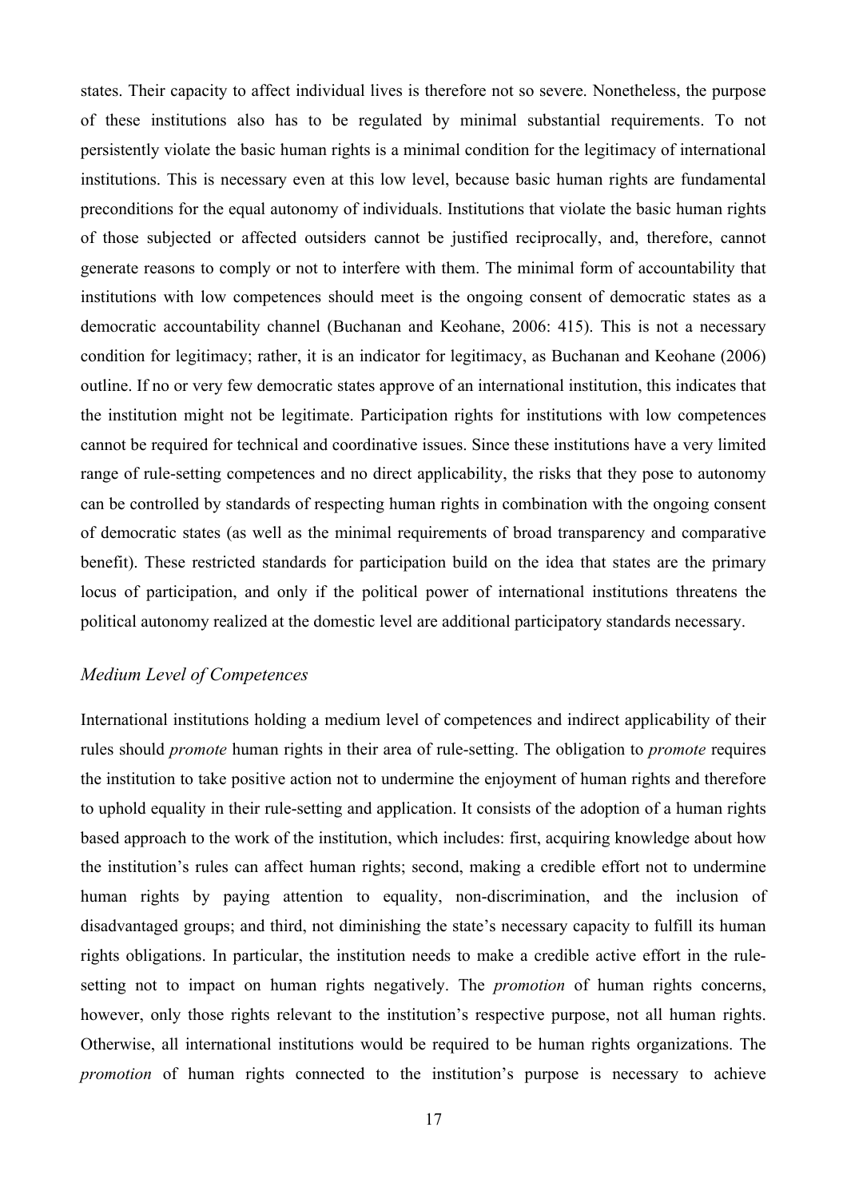states. Their capacity to affect individual lives is therefore not so severe. Nonetheless, the purpose of these institutions also has to be regulated by minimal substantial requirements. To not persistently violate the basic human rights is a minimal condition for the legitimacy of international institutions. This is necessary even at this low level, because basic human rights are fundamental preconditions for the equal autonomy of individuals. Institutions that violate the basic human rights of those subjected or affected outsiders cannot be justified reciprocally, and, therefore, cannot generate reasons to comply or not to interfere with them. The minimal form of accountability that institutions with low competences should meet is the ongoing consent of democratic states as a democratic accountability channel (Buchanan and Keohane, 2006: 415). This is not a necessary condition for legitimacy; rather, it is an indicator for legitimacy, as Buchanan and Keohane (2006) outline. If no or very few democratic states approve of an international institution, this indicates that the institution might not be legitimate. Participation rights for institutions with low competences cannot be required for technical and coordinative issues. Since these institutions have a very limited range of rule-setting competences and no direct applicability, the risks that they pose to autonomy can be controlled by standards of respecting human rights in combination with the ongoing consent of democratic states (as well as the minimal requirements of broad transparency and comparative benefit). These restricted standards for participation build on the idea that states are the primary locus of participation, and only if the political power of international institutions threatens the political autonomy realized at the domestic level are additional participatory standards necessary.

### *Medium Level of Competences*

International institutions holding a medium level of competences and indirect applicability of their rules should *promote* human rights in their area of rule-setting. The obligation to *promote* requires the institution to take positive action not to undermine the enjoyment of human rights and therefore to uphold equality in their rule-setting and application. It consists of the adoption of a human rights based approach to the work of the institution, which includes: first, acquiring knowledge about how the institution's rules can affect human rights; second, making a credible effort not to undermine human rights by paying attention to equality, non-discrimination, and the inclusion of disadvantaged groups; and third, not diminishing the state's necessary capacity to fulfill its human rights obligations. In particular, the institution needs to make a credible active effort in the rule-setting not to impact on human rights negatively. The *promotion* of human rights concerns, however, only those rights relevant to the institution's respective purpose, not all human rights. Otherwise, all international institutions would be required to be human rights organizations. The *promotion* of human rights connected to the institution's purpose is necessary to achieve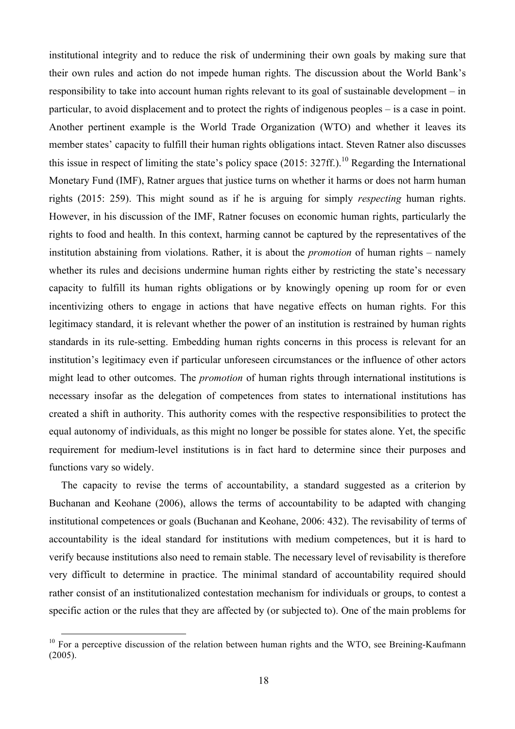institutional integrity and to reduce the risk of undermining their own goals by making sure that their own rules and action do not impede human rights. The discussion about the World Bank's responsibility to take into account human rights relevant to its goal of sustainable development – in particular, to avoid displacement and to protect the rights of indigenous peoples – is a case in point. Another pertinent example is the World Trade Organization (WTO) and whether it leaves its member states' capacity to fulfill their human rights obligations intact. Steven Ratner also discusses this issue in respect of limiting the state's policy space (2015: 327ff.).[10] Regarding the International Monetary Fund (IMF), Ratner argues that justice turns on whether it harms or does not harm human rights (2015: 259). This might sound as if he is arguing for simply *respecting* human rights. However, in his discussion of the IMF, Ratner focuses on economic human rights, particularly the rights to food and health. In this context, harming cannot be captured by the representatives of the institution abstaining from violations. Rather, it is about the *promotion* of human rights – namely whether its rules and decisions undermine human rights either by restricting the state's necessary capacity to fulfill its human rights obligations or by knowingly opening up room for or even incentivizing others to engage in actions that have negative effects on human rights. For this legitimacy standard, it is relevant whether the power of an institution is restrained by human rights standards in its rule-setting. Embedding human rights concerns in this process is relevant for an institution's legitimacy even if particular unforeseen circumstances or the influence of other actors might lead to other outcomes. The *promotion* of human rights through international institutions is necessary insofar as the delegation of competences from states to international institutions has created a shift in authority. This authority comes with the respective responsibilities to protect the equal autonomy of individuals, as this might no longer be possible for states alone. Yet, the specific requirement for medium-level institutions is in fact hard to determine since their purposes and functions vary so widely.

The capacity to revise the terms of accountability, a standard suggested as a criterion by Buchanan and Keohane (2006), allows the terms of accountability to be adapted with changing institutional competences or goals (Buchanan and Keohane, 2006: 432). The revisability of terms of accountability is the ideal standard for institutions with medium competences, but it is hard to verify because institutions also need to remain stable. The necessary level of revisability is therefore very difficult to determine in practice. The minimal standard of accountability required should rather consist of an institutionalized contestation mechanism for individuals or groups, to contest a specific action or the rules that they are affected by (or subjected to). One of the main problems for

[10] For a perceptive discussion of the relation between human rights and the WTO, see Breining-Kaufmann (2005).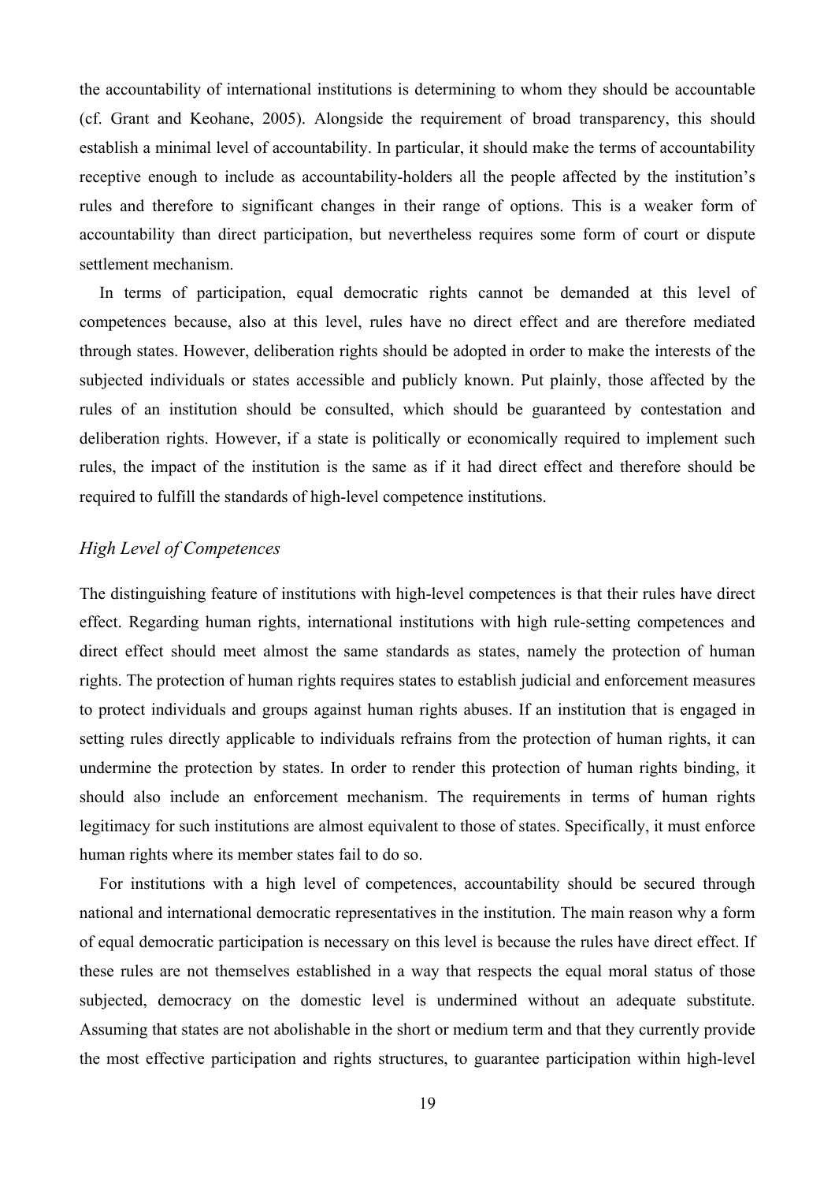the accountability of international institutions is determining to whom they should be accountable (cf. Grant and Keohane, 2005). Alongside the requirement of broad transparency, this should establish a minimal level of accountability. In particular, it should make the terms of accountability receptive enough to include as accountability-holders all the people affected by the institution's rules and therefore to significant changes in their range of options. This is a weaker form of accountability than direct participation, but nevertheless requires some form of court or dispute settlement mechanism.

In terms of participation, equal democratic rights cannot be demanded at this level of competences because, also at this level, rules have no direct effect and are therefore mediated through states. However, deliberation rights should be adopted in order to make the interests of the subjected individuals or states accessible and publicly known. Put plainly, those affected by the rules of an institution should be consulted, which should be guaranteed by contestation and deliberation rights. However, if a state is politically or economically required to implement such rules, the impact of the institution is the same as if it had direct effect and therefore should be required to fulfill the standards of high-level competence institutions.

### *High Level of Competences*

The distinguishing feature of institutions with high-level competences is that their rules have direct effect. Regarding human rights, international institutions with high rule-setting competences and direct effect should meet almost the same standards as states, namely the protection of human rights. The protection of human rights requires states to establish judicial and enforcement measures to protect individuals and groups against human rights abuses. If an institution that is engaged in setting rules directly applicable to individuals refrains from the protection of human rights, it can undermine the protection by states. In order to render this protection of human rights binding, it should also include an enforcement mechanism. The requirements in terms of human rights legitimacy for such institutions are almost equivalent to those of states. Specifically, it must enforce human rights where its member states fail to do so.

For institutions with a high level of competences, accountability should be secured through national and international democratic representatives in the institution. The main reason why a form of equal democratic participation is necessary on this level is because the rules have direct effect. If these rules are not themselves established in a way that respects the equal moral status of those subjected, democracy on the domestic level is undermined without an adequate substitute. Assuming that states are not abolishable in the short or medium term and that they currently provide the most effective participation and rights structures, to guarantee participation within high-level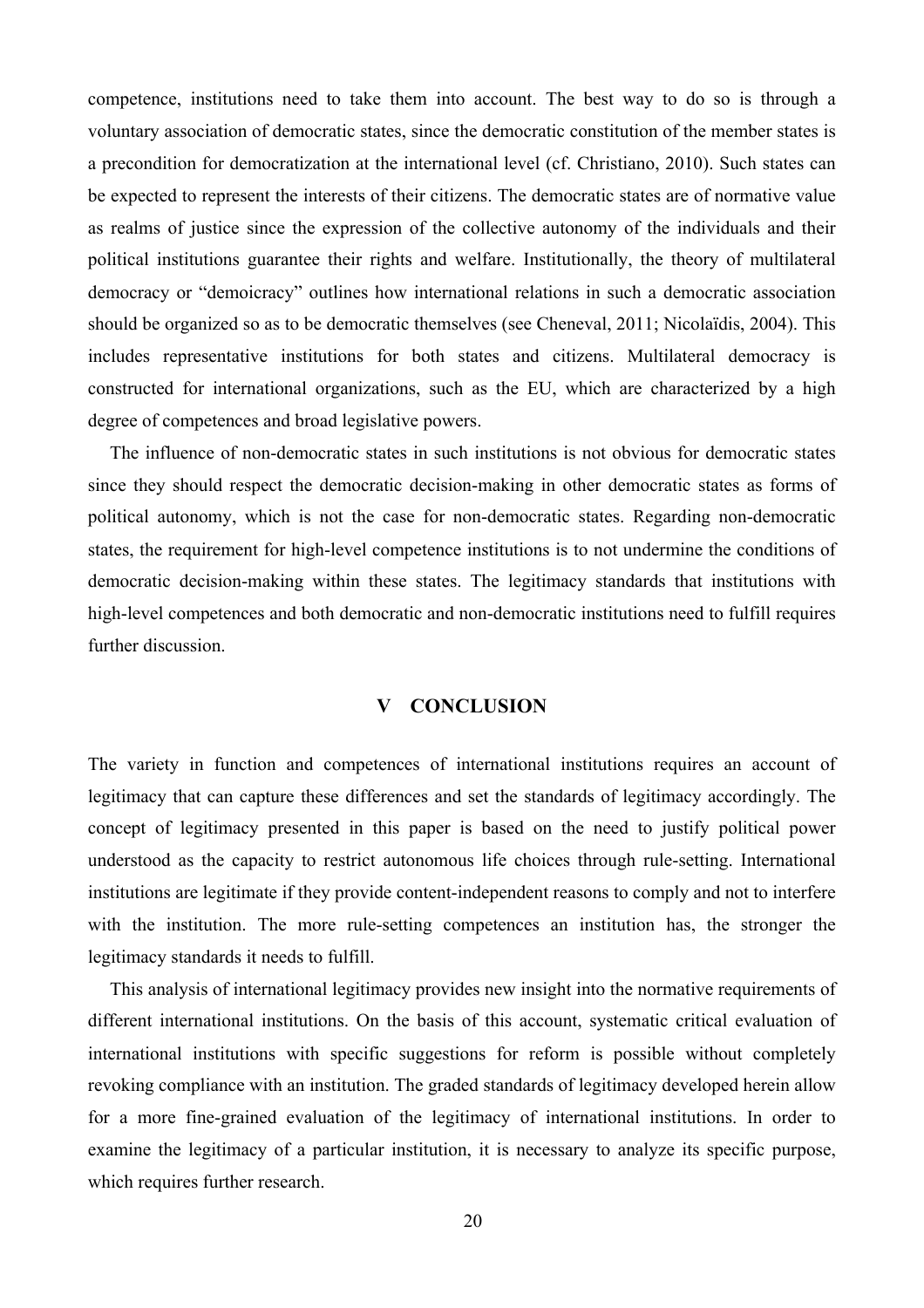competence, institutions need to take them into account. The best way to do so is through a voluntary association of democratic states, since the democratic constitution of the member states is a precondition for democratization at the international level (cf. Christiano, 2010). Such states can be expected to represent the interests of their citizens. The democratic states are of normative value as realms of justice since the expression of the collective autonomy of the individuals and their political institutions guarantee their rights and welfare. Institutionally, the theory of multilateral democracy or "demoicracy" outlines how international relations in such a democratic association should be organized so as to be democratic themselves (see Cheneval, 2011; Nicolaïdis, 2004). This includes representative institutions for both states and citizens. Multilateral democracy is constructed for international organizations, such as the EU, which are characterized by a high degree of competences and broad legislative powers.

The influence of non-democratic states in such institutions is not obvious for democratic states since they should respect the democratic decision-making in other democratic states as forms of political autonomy, which is not the case for non-democratic states. Regarding non-democratic states, the requirement for high-level competence institutions is to not undermine the conditions of democratic decision-making within these states. The legitimacy standards that institutions with high-level competences and both democratic and non-democratic institutions need to fulfill requires further discussion.

## V CONCLUSION

The variety in function and competences of international institutions requires an account of legitimacy that can capture these differences and set the standards of legitimacy accordingly. The concept of legitimacy presented in this paper is based on the need to justify political power understood as the capacity to restrict autonomous life choices through rule-setting. International institutions are legitimate if they provide content-independent reasons to comply and not to interfere with the institution. The more rule-setting competences an institution has, the stronger the legitimacy standards it needs to fulfill.

This analysis of international legitimacy provides new insight into the normative requirements of different international institutions. On the basis of this account, systematic critical evaluation of international institutions with specific suggestions for reform is possible without completely revoking compliance with an institution. The graded standards of legitimacy developed herein allow for a more fine-grained evaluation of the legitimacy of international institutions. In order to examine the legitimacy of a particular institution, it is necessary to analyze its specific purpose, which requires further research.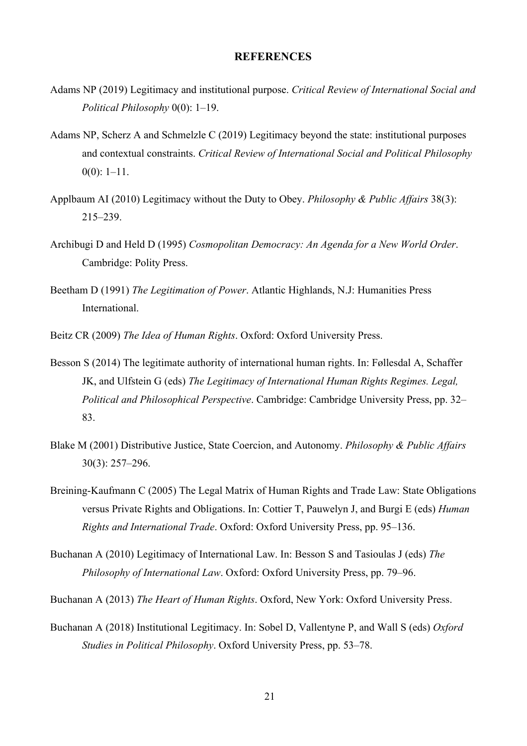# REFERENCES

Adams NP (2019) Legitimacy and institutional purpose. *Critical Review of International Social and Political Philosophy* 0(0): 1–19.

Adams NP, Scherz A and Schmelzle C (2019) Legitimacy beyond the state: institutional purposes and contextual constraints. *Critical Review of International Social and Political Philosophy* 0(0): 1–11.

Applbaum AI (2010) Legitimacy without the Duty to Obey. *Philosophy & Public Affairs* 38(3): 215–239.

Archibugi D and Held D (1995) *Cosmopolitan Democracy: An Agenda for a New World Order*. Cambridge: Polity Press.

Beetham D (1991) *The Legitimation of Power*. Atlantic Highlands, N.J: Humanities Press International.

Beitz CR (2009) *The Idea of Human Rights*. Oxford: Oxford University Press.

Besson S (2014) The legitimate authority of international human rights. In: Føllesdal A, Schaffer JK, and Ulfstein G (eds) *The Legitimacy of International Human Rights Regimes. Legal, Political and Philosophical Perspective*. Cambridge: Cambridge University Press, pp. 32–83.

Blake M (2001) Distributive Justice, State Coercion, and Autonomy. *Philosophy & Public Affairs* 30(3): 257–296.

Breining-Kaufmann C (2005) The Legal Matrix of Human Rights and Trade Law: State Obligations versus Private Rights and Obligations. In: Cottier T, Pauwelyn J, and Burgi E (eds) *Human Rights and International Trade*. Oxford: Oxford University Press, pp. 95–136.

Buchanan A (2010) Legitimacy of International Law. In: Besson S and Tasioulas J (eds) *The Philosophy of International Law*. Oxford: Oxford University Press, pp. 79–96.

Buchanan A (2013) *The Heart of Human Rights*. Oxford, New York: Oxford University Press.

Buchanan A (2018) Institutional Legitimacy. In: Sobel D, Vallentyne P, and Wall S (eds) *Oxford Studies in Political Philosophy*. Oxford University Press, pp. 53–78.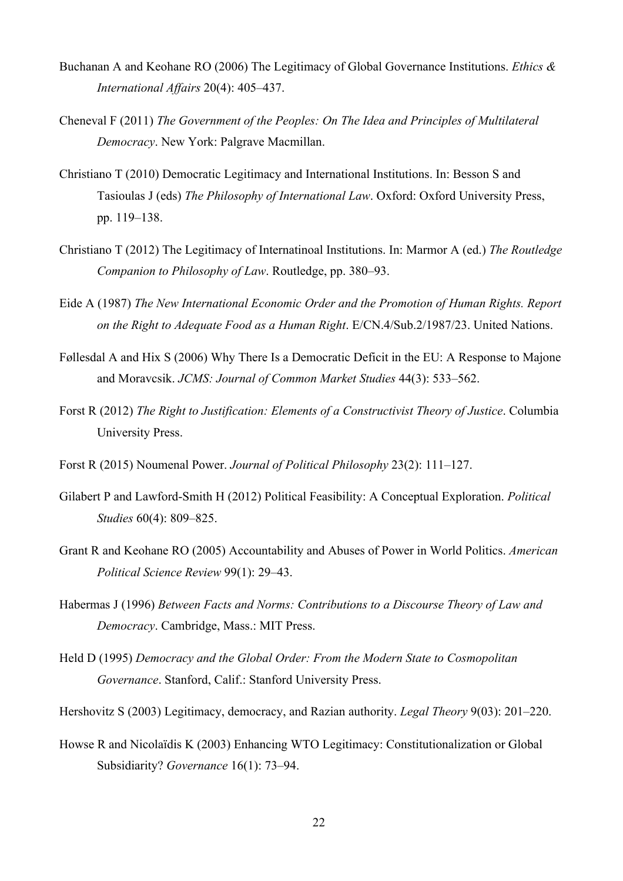Buchanan A and Keohane RO (2006) The Legitimacy of Global Governance Institutions. *Ethics & International Affairs* 20(4): 405–437.

Cheneval F (2011) *The Government of the Peoples: On The Idea and Principles of Multilateral Democracy*. New York: Palgrave Macmillan.

Christiano T (2010) Democratic Legitimacy and International Institutions. In: Besson S and Tasioulas J (eds) *The Philosophy of International Law*. Oxford: Oxford University Press, pp. 119–138.

Christiano T (2012) The Legitimacy of Internatinoal Institutions. In: Marmor A (ed.) *The Routledge Companion to Philosophy of Law*. Routledge, pp. 380–93.

Eide A (1987) *The New International Economic Order and the Promotion of Human Rights. Report on the Right to Adequate Food as a Human Right*. E/CN.4/Sub.2/1987/23. United Nations.

Føllesdal A and Hix S (2006) Why There Is a Democratic Deficit in the EU: A Response to Majone and Moravcsik. *JCMS: Journal of Common Market Studies* 44(3): 533–562.

Forst R (2012) *The Right to Justification: Elements of a Constructivist Theory of Justice*. Columbia University Press.

Forst R (2015) Noumenal Power. *Journal of Political Philosophy* 23(2): 111–127.

Gilabert P and Lawford-Smith H (2012) Political Feasibility: A Conceptual Exploration. *Political Studies* 60(4): 809–825.

Grant R and Keohane RO (2005) Accountability and Abuses of Power in World Politics. *American Political Science Review* 99(1): 29–43.

Habermas J (1996) *Between Facts and Norms: Contributions to a Discourse Theory of Law and Democracy*. Cambridge, Mass.: MIT Press.

Held D (1995) *Democracy and the Global Order: From the Modern State to Cosmopolitan Governance*. Stanford, Calif.: Stanford University Press.

Hershovitz S (2003) Legitimacy, democracy, and Razian authority. *Legal Theory* 9(03): 201–220.

Howse R and Nicolaïdis K (2003) Enhancing WTO Legitimacy: Constitutionalization or Global Subsidiarity? *Governance* 16(1): 73–94.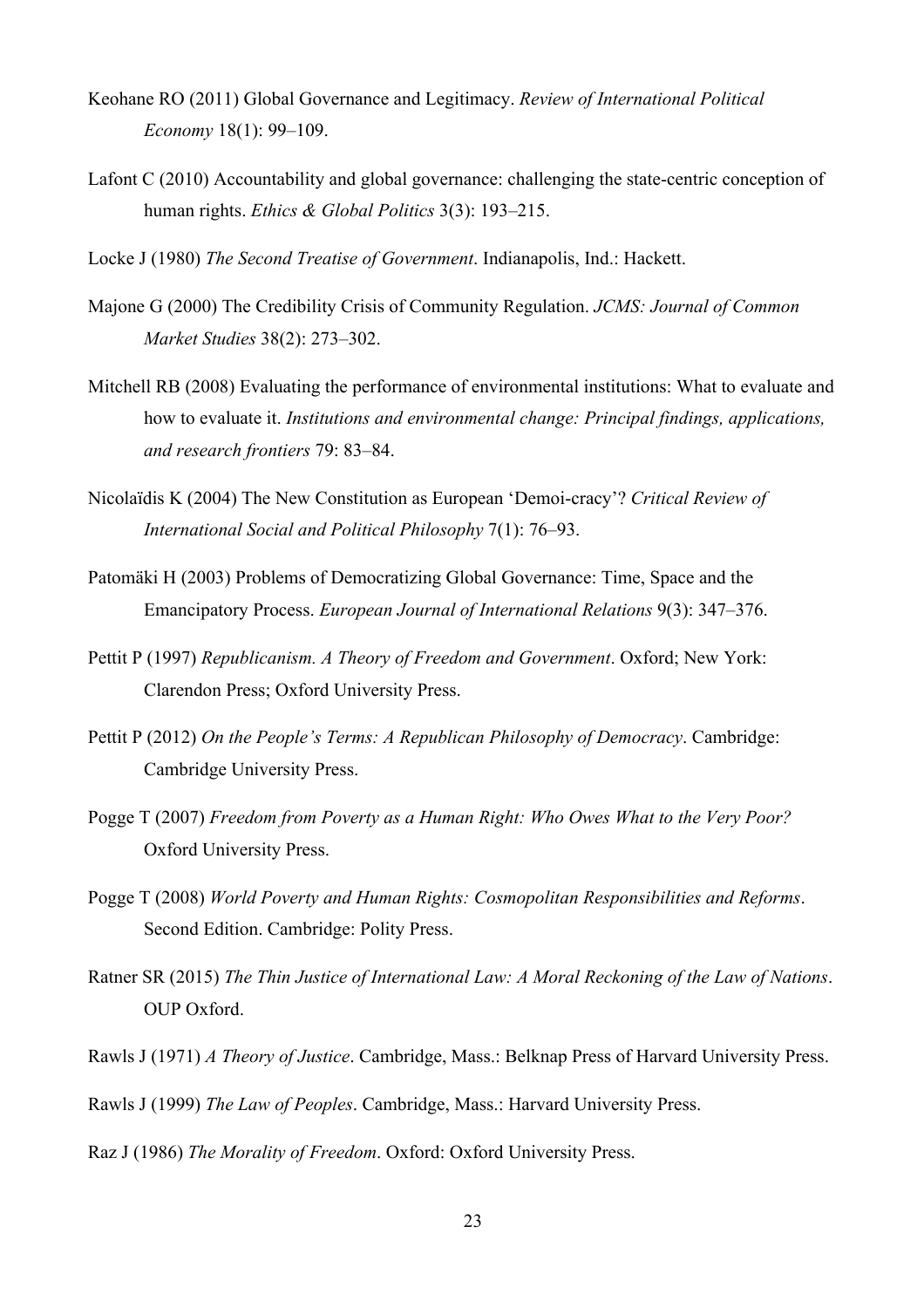Keohane RO (2011) Global Governance and Legitimacy. *Review of International Political Economy* 18(1): 99–109.

Lafont C (2010) Accountability and global governance: challenging the state-centric conception of human rights. *Ethics & Global Politics* 3(3): 193–215.

Locke J (1980) *The Second Treatise of Government*. Indianapolis, Ind.: Hackett.

Majone G (2000) The Credibility Crisis of Community Regulation. *JCMS: Journal of Common Market Studies* 38(2): 273–302.

Mitchell RB (2008) Evaluating the performance of environmental institutions: What to evaluate and how to evaluate it. *Institutions and environmental change: Principal findings, applications, and research frontiers* 79: 83–84.

Nicolaïdis K (2004) The New Constitution as European 'Demoi-cracy'? *Critical Review of International Social and Political Philosophy* 7(1): 76–93.

Patomäki H (2003) Problems of Democratizing Global Governance: Time, Space and the Emancipatory Process. *European Journal of International Relations* 9(3): 347–376.

Pettit P (1997) *Republicanism. A Theory of Freedom and Government*. Oxford; New York: Clarendon Press; Oxford University Press.

Pettit P (2012) *On the People's Terms: A Republican Philosophy of Democracy*. Cambridge: Cambridge University Press.

Pogge T (2007) *Freedom from Poverty as a Human Right: Who Owes What to the Very Poor?* Oxford University Press.

Pogge T (2008) *World Poverty and Human Rights: Cosmopolitan Responsibilities and Reforms*. Second Edition. Cambridge: Polity Press.

Ratner SR (2015) *The Thin Justice of International Law: A Moral Reckoning of the Law of Nations*. OUP Oxford.

Rawls J (1971) *A Theory of Justice*. Cambridge, Mass.: Belknap Press of Harvard University Press.

Rawls J (1999) *The Law of Peoples*. Cambridge, Mass.: Harvard University Press.

Raz J (1986) *The Morality of Freedom*. Oxford: Oxford University Press.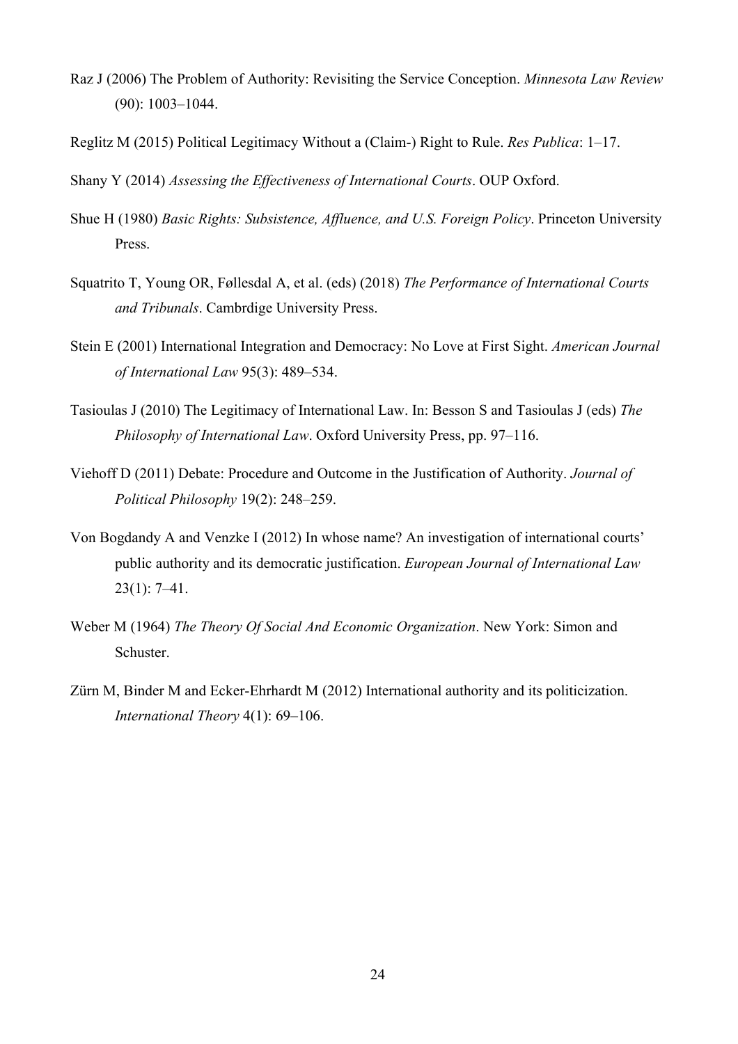Raz J (2006) The Problem of Authority: Revisiting the Service Conception. *Minnesota Law Review* (90): 1003–1044.

Reglitz M (2015) Political Legitimacy Without a (Claim-) Right to Rule. *Res Publica*: 1–17.

Shany Y (2014) *Assessing the Effectiveness of International Courts*. OUP Oxford.

Shue H (1980) *Basic Rights: Subsistence, Affluence, and U.S. Foreign Policy*. Princeton University Press.

Squatrito T, Young OR, Føllesdal A, et al. (eds) (2018) *The Performance of International Courts and Tribunals*. Cambrdige University Press.

Stein E (2001) International Integration and Democracy: No Love at First Sight. *American Journal of International Law* 95(3): 489–534.

Tasioulas J (2010) The Legitimacy of International Law. In: Besson S and Tasioulas J (eds) *The Philosophy of International Law*. Oxford University Press, pp. 97–116.

Viehoff D (2011) Debate: Procedure and Outcome in the Justification of Authority. *Journal of Political Philosophy* 19(2): 248–259.

Von Bogdandy A and Venzke I (2012) In whose name? An investigation of international courts' public authority and its democratic justification. *European Journal of International Law* 23(1): 7–41.

Weber M (1964) *The Theory Of Social And Economic Organization*. New York: Simon and Schuster.

Zürn M, Binder M and Ecker-Ehrhardt M (2012) International authority and its politicization. *International Theory* 4(1): 69–106.